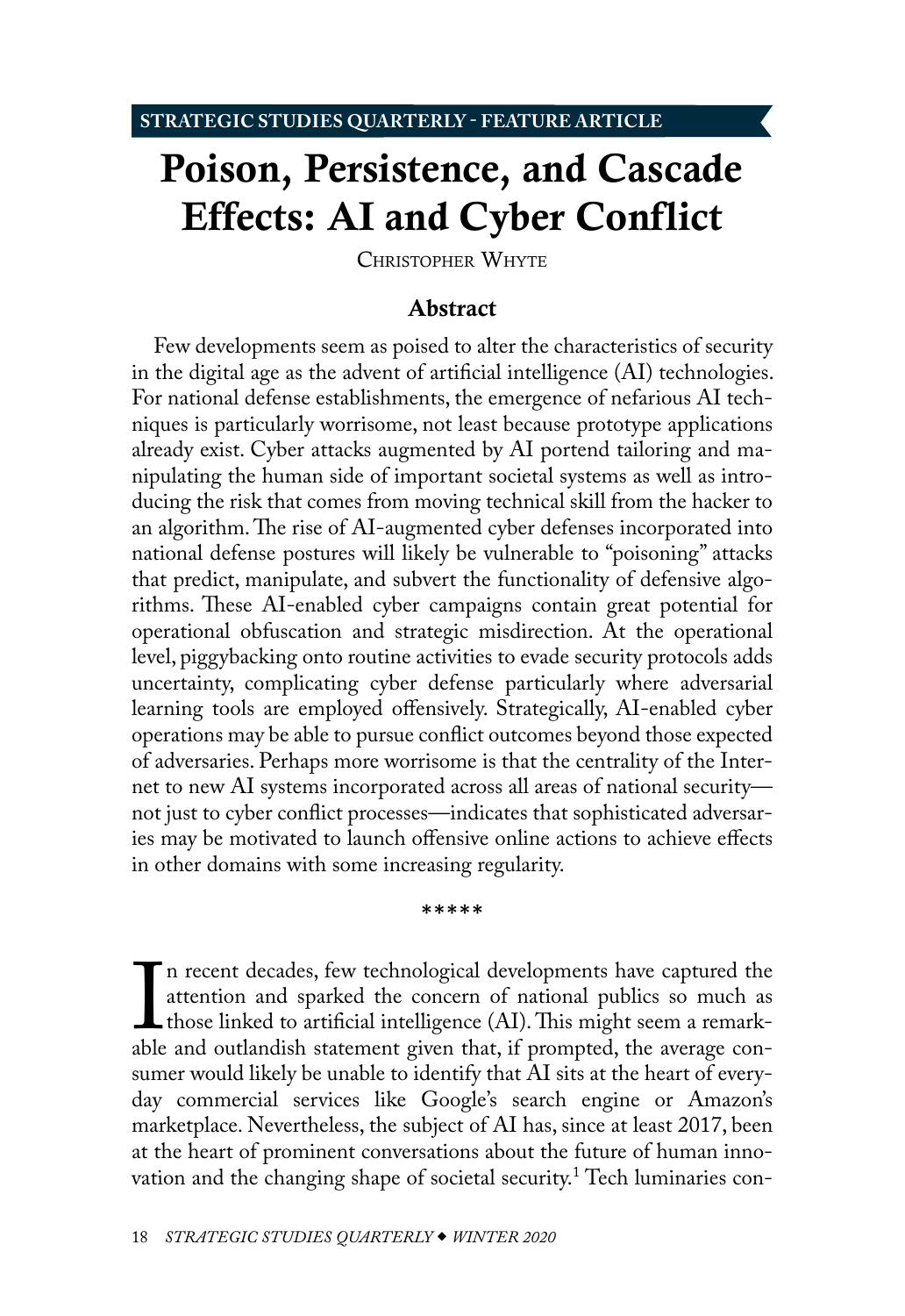STRATEGIC STUDIES QUARTERLY - FEATURE ARTICLE

# Poison, Persistence, and Cascade Effects: AI and Cyber Conflict

Christopher Whyte

## Abstract

Few developments seem as poised to alter the characteristics of security in the digital age as the advent of artificial intelligence (AI) technologies. For national defense establishments, the emergence of nefarious AI techniques is particularly worrisome, not least because prototype applications already exist. Cyber attacks augmented by AI portend tailoring and manipulating the human side of important societal systems as well as introducing the risk that comes from moving technical skill from the hacker to an algorithm. The rise of AI-augmented cyber defenses incorporated into national defense postures will likely be vulnerable to "poisoning" attacks that predict, manipulate, and subvert the functionality of defensive algorithms. These AI-enabled cyber campaigns contain great potential for operational obfuscation and strategic misdirection. At the operational level, piggybacking onto routine activities to evade security protocols adds uncertainty, complicating cyber defense particularly where adversarial learning tools are employed offensively. Strategically, AI-enabled cyber operations may be able to pursue conflict outcomes beyond those expected of adversaries. Perhaps more worrisome is that the centrality of the Internet to new AI systems incorporated across all areas of national security—not just to cyber conflict processes—indicates that sophisticated adversaries may be motivated to launch offensive online actions to achieve effects in other domains with some increasing regularity.

*****

In recent decades, few technological developments have captured the attention and sparked the concern of national publics so much as those linked to artificial intelligence (AI). This might seem a remarkable and outlandish statement given that, if prompted, the average consumer would likely be unable to identify that AI sits at the heart of everyday commercial services like Google's search engine or Amazon's marketplace. Nevertheless, the subject of AI has, since at least 2017, been at the heart of prominent conversations about the future of human innovation and the changing shape of societal security.[1] Tech luminaries con-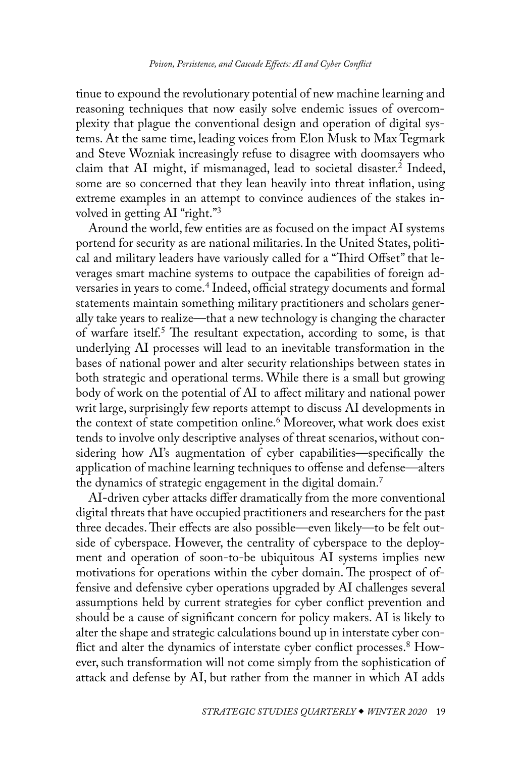tinue to expound the revolutionary potential of new machine learning and reasoning techniques that now easily solve endemic issues of overcomplexity that plague the conventional design and operation of digital systems. At the same time, leading voices from Elon Musk to Max Tegmark and Steve Wozniak increasingly refuse to disagree with doomsayers who claim that AI might, if mismanaged, lead to societal disaster.[2] Indeed, some are so concerned that they lean heavily into threat inflation, using extreme examples in an attempt to convince audiences of the stakes involved in getting AI "right."[3]

Around the world, few entities are as focused on the impact AI systems portend for security as are national militaries. In the United States, political and military leaders have variously called for a "Third Offset" that leverages smart machine systems to outpace the capabilities of foreign adversaries in years to come.[4] Indeed, official strategy documents and formal statements maintain something military practitioners and scholars generally take years to realize—that a new technology is changing the character of warfare itself.[5] The resultant expectation, according to some, is that underlying AI processes will lead to an inevitable transformation in the bases of national power and alter security relationships between states in both strategic and operational terms. While there is a small but growing body of work on the potential of AI to affect military and national power writ large, surprisingly few reports attempt to discuss AI developments in the context of state competition online.[6] Moreover, what work does exist tends to involve only descriptive analyses of threat scenarios, without considering how AI's augmentation of cyber capabilities—specifically the application of machine learning techniques to offense and defense—alters the dynamics of strategic engagement in the digital domain.[7]

AI-driven cyber attacks differ dramatically from the more conventional digital threats that have occupied practitioners and researchers for the past three decades. Their effects are also possible—even likely—to be felt outside of cyberspace. However, the centrality of cyberspace to the deployment and operation of soon-to-be ubiquitous AI systems implies new motivations for operations within the cyber domain. The prospect of offensive and defensive cyber operations upgraded by AI challenges several assumptions held by current strategies for cyber conflict prevention and should be a cause of significant concern for policy makers. AI is likely to alter the shape and strategic calculations bound up in interstate cyber conflict and alter the dynamics of interstate cyber conflict processes.[8] However, such transformation will not come simply from the sophistication of attack and defense by AI, but rather from the manner in which AI adds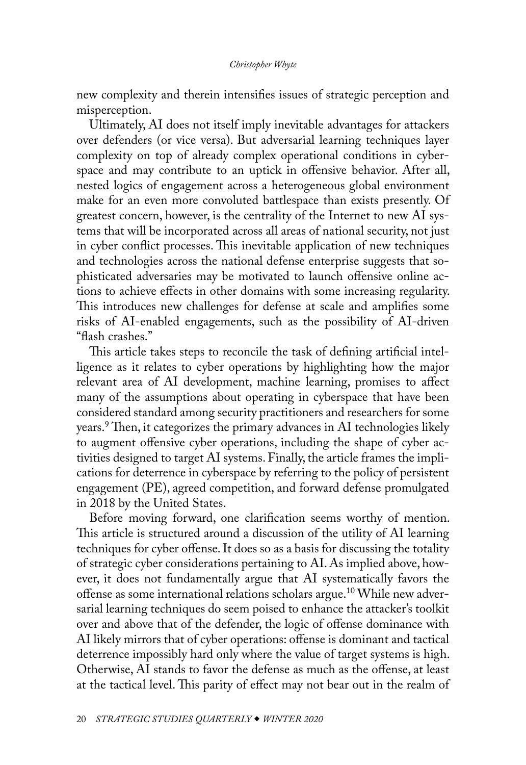new complexity and therein intensifies issues of strategic perception and misperception.

Ultimately, AI does not itself imply inevitable advantages for attackers over defenders (or vice versa). But adversarial learning techniques layer complexity on top of already complex operational conditions in cyberspace and may contribute to an uptick in offensive behavior. After all, nested logics of engagement across a heterogeneous global environment make for an even more convoluted battlespace than exists presently. Of greatest concern, however, is the centrality of the Internet to new AI systems that will be incorporated across all areas of national security, not just in cyber conflict processes. This inevitable application of new techniques and technologies across the national defense enterprise suggests that sophisticated adversaries may be motivated to launch offensive online actions to achieve effects in other domains with some increasing regularity. This introduces new challenges for defense at scale and amplifies some risks of AI-enabled engagements, such as the possibility of AI-driven "flash crashes."

This article takes steps to reconcile the task of defining artificial intelligence as it relates to cyber operations by highlighting how the major relevant area of AI development, machine learning, promises to affect many of the assumptions about operating in cyberspace that have been considered standard among security practitioners and researchers for some years.[9] Then, it categorizes the primary advances in AI technologies likely to augment offensive cyber operations, including the shape of cyber activities designed to target AI systems. Finally, the article frames the implications for deterrence in cyberspace by referring to the policy of persistent engagement (PE), agreed competition, and forward defense promulgated in 2018 by the United States.

Before moving forward, one clarification seems worthy of mention. This article is structured around a discussion of the utility of AI learning techniques for cyber offense. It does so as a basis for discussing the totality of strategic cyber considerations pertaining to AI. As implied above, however, it does not fundamentally argue that AI systematically favors the offense as some international relations scholars argue.[10] While new adversarial learning techniques do seem poised to enhance the attacker's toolkit over and above that of the defender, the logic of offense dominance with AI likely mirrors that of cyber operations: offense is dominant and tactical deterrence impossibly hard only where the value of target systems is high. Otherwise, AI stands to favor the defense as much as the offense, at least at the tactical level. This parity of effect may not bear out in the realm of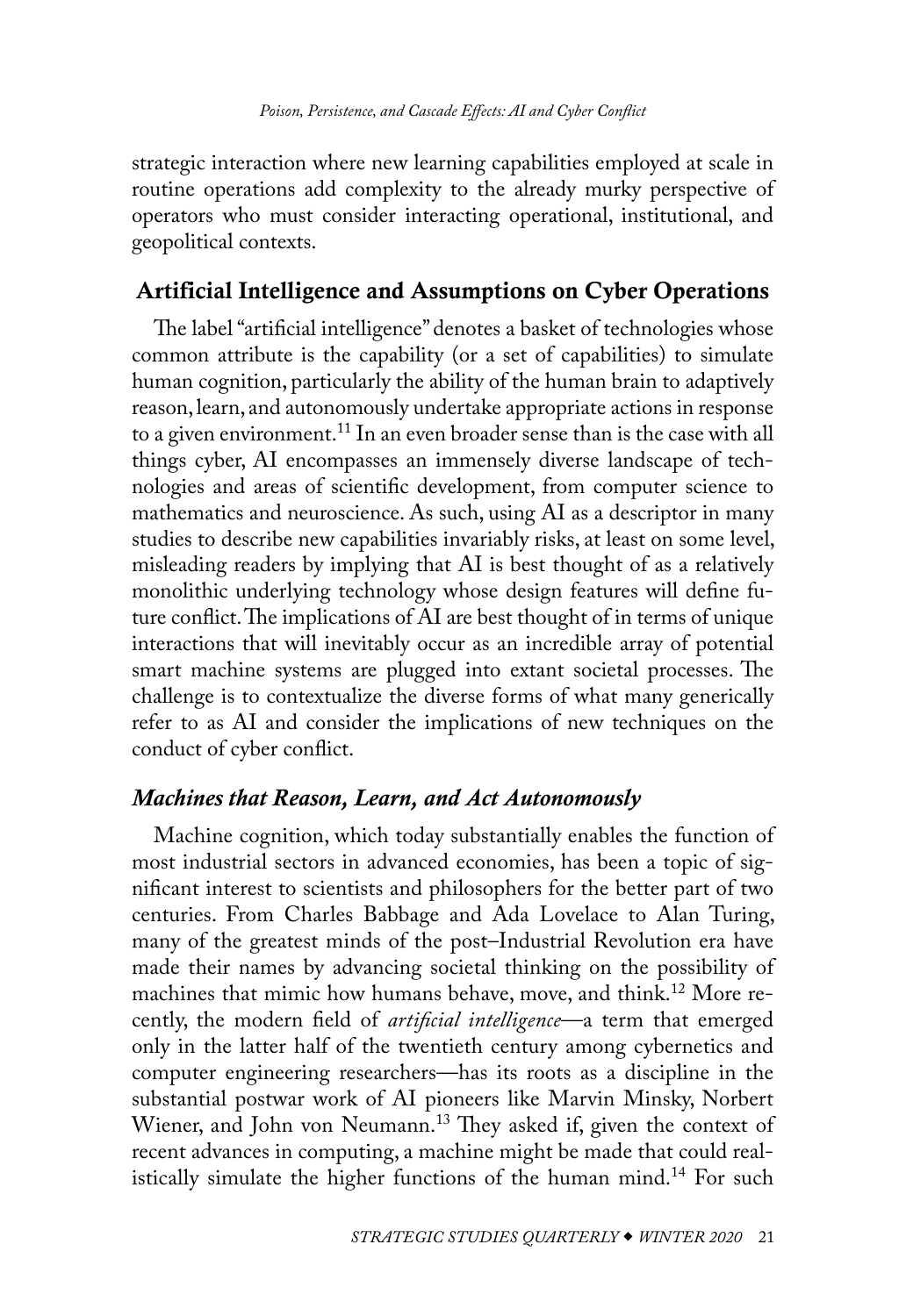strategic interaction where new learning capabilities employed at scale in routine operations add complexity to the already murky perspective of operators who must consider interacting operational, institutional, and geopolitical contexts.

## Artificial Intelligence and Assumptions on Cyber Operations

The label "artificial intelligence" denotes a basket of technologies whose common attribute is the capability (or a set of capabilities) to simulate human cognition, particularly the ability of the human brain to adaptively reason, learn, and autonomously undertake appropriate actions in response to a given environment.[11] In an even broader sense than is the case with all things cyber, AI encompasses an immensely diverse landscape of technologies and areas of scientific development, from computer science to mathematics and neuroscience. As such, using AI as a descriptor in many studies to describe new capabilities invariably risks, at least on some level, misleading readers by implying that AI is best thought of as a relatively monolithic underlying technology whose design features will define future conflict. The implications of AI are best thought of in terms of unique interactions that will inevitably occur as an incredible array of potential smart machine systems are plugged into extant societal processes. The challenge is to contextualize the diverse forms of what many generically refer to as AI and consider the implications of new techniques on the conduct of cyber conflict.

### *Machines that Reason, Learn, and Act Autonomously*

Machine cognition, which today substantially enables the function of most industrial sectors in advanced economies, has been a topic of significant interest to scientists and philosophers for the better part of two centuries. From Charles Babbage and Ada Lovelace to Alan Turing, many of the greatest minds of the post–Industrial Revolution era have made their names by advancing societal thinking on the possibility of machines that mimic how humans behave, move, and think.[12] More recently, the modern field of *artificial intelligence*—a term that emerged only in the latter half of the twentieth century among cybernetics and computer engineering researchers—has its roots as a discipline in the substantial postwar work of AI pioneers like Marvin Minsky, Norbert Wiener, and John von Neumann.[13] They asked if, given the context of recent advances in computing, a machine might be made that could realistically simulate the higher functions of the human mind.[14] For such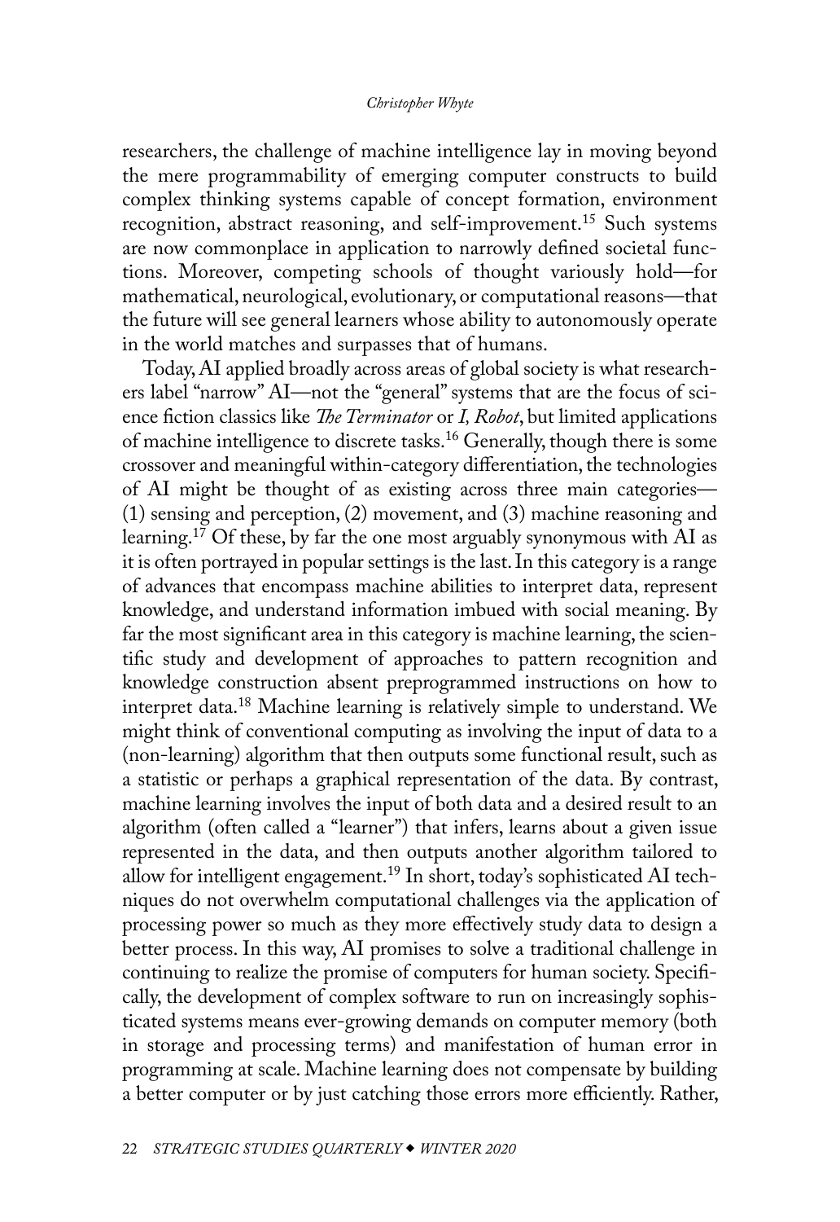researchers, the challenge of machine intelligence lay in moving beyond the mere programmability of emerging computer constructs to build complex thinking systems capable of concept formation, environment recognition, abstract reasoning, and self-improvement.[15] Such systems are now commonplace in application to narrowly defined societal functions. Moreover, competing schools of thought variously hold—for mathematical, neurological, evolutionary, or computational reasons—that the future will see general learners whose ability to autonomously operate in the world matches and surpasses that of humans.

Today, AI applied broadly across areas of global society is what researchers label "narrow" AI—not the "general" systems that are the focus of science fiction classics like *The Terminator* or *I, Robot*, but limited applications of machine intelligence to discrete tasks.[16] Generally, though there is some crossover and meaningful within-category differentiation, the technologies of AI might be thought of as existing across three main categories—(1) sensing and perception, (2) movement, and (3) machine reasoning and learning.[17] Of these, by far the one most arguably synonymous with AI as it is often portrayed in popular settings is the last. In this category is a range of advances that encompass machine abilities to interpret data, represent knowledge, and understand information imbued with social meaning. By far the most significant area in this category is machine learning, the scientific study and development of approaches to pattern recognition and knowledge construction absent preprogrammed instructions on how to interpret data.[18] Machine learning is relatively simple to understand. We might think of conventional computing as involving the input of data to a (non-learning) algorithm that then outputs some functional result, such as a statistic or perhaps a graphical representation of the data. By contrast, machine learning involves the input of both data and a desired result to an algorithm (often called a "learner") that infers, learns about a given issue represented in the data, and then outputs another algorithm tailored to allow for intelligent engagement.[19] In short, today's sophisticated AI techniques do not overwhelm computational challenges via the application of processing power so much as they more effectively study data to design a better process. In this way, AI promises to solve a traditional challenge in continuing to realize the promise of computers for human society. Specifically, the development of complex software to run on increasingly sophisticated systems means ever-growing demands on computer memory (both in storage and processing terms) and manifestation of human error in programming at scale. Machine learning does not compensate by building a better computer or by just catching those errors more efficiently. Rather,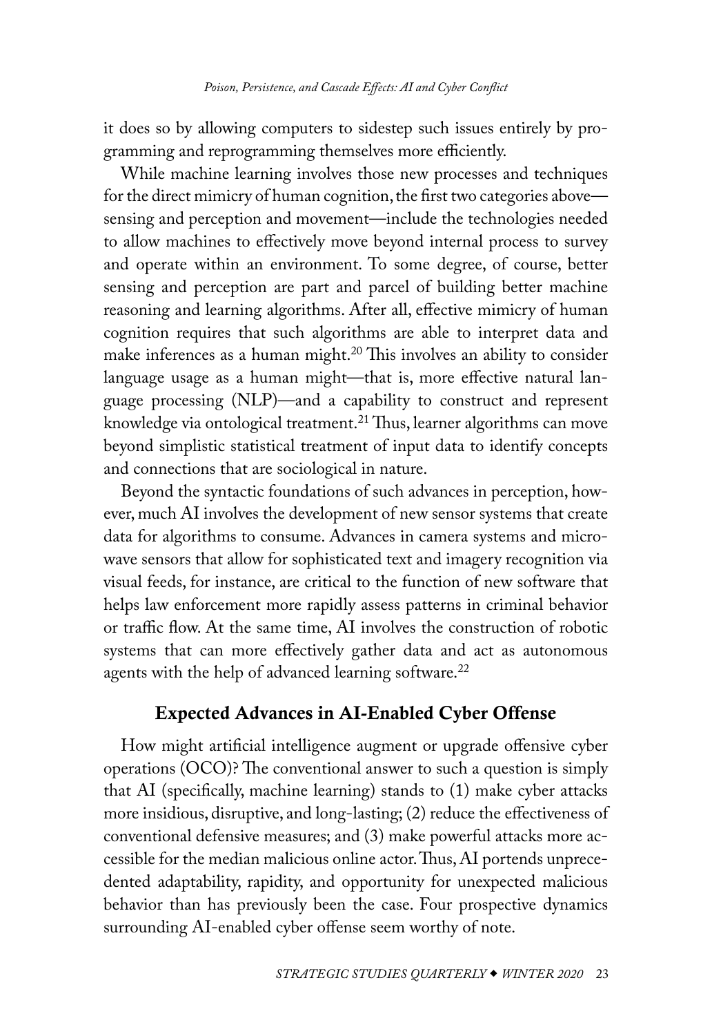it does so by allowing computers to sidestep such issues entirely by programming and reprogramming themselves more efficiently.

While machine learning involves those new processes and techniques for the direct mimicry of human cognition, the first two categories above—sensing and perception and movement—include the technologies needed to allow machines to effectively move beyond internal process to survey and operate within an environment. To some degree, of course, better sensing and perception are part and parcel of building better machine reasoning and learning algorithms. After all, effective mimicry of human cognition requires that such algorithms are able to interpret data and make inferences as a human might.[20] This involves an ability to consider language usage as a human might—that is, more effective natural language processing (NLP)—and a capability to construct and represent knowledge via ontological treatment.[21] Thus, learner algorithms can move beyond simplistic statistical treatment of input data to identify concepts and connections that are sociological in nature.

Beyond the syntactic foundations of such advances in perception, however, much AI involves the development of new sensor systems that create data for algorithms to consume. Advances in camera systems and microwave sensors that allow for sophisticated text and imagery recognition via visual feeds, for instance, are critical to the function of new software that helps law enforcement more rapidly assess patterns in criminal behavior or traffic flow. At the same time, AI involves the construction of robotic systems that can more effectively gather data and act as autonomous agents with the help of advanced learning software.[22]

## Expected Advances in AI-Enabled Cyber Offense

How might artificial intelligence augment or upgrade offensive cyber operations (OCO)? The conventional answer to such a question is simply that AI (specifically, machine learning) stands to (1) make cyber attacks more insidious, disruptive, and long-lasting; (2) reduce the effectiveness of conventional defensive measures; and (3) make powerful attacks more accessible for the median malicious online actor. Thus, AI portends unprecedented adaptability, rapidity, and opportunity for unexpected malicious behavior than has previously been the case. Four prospective dynamics surrounding AI-enabled cyber offense seem worthy of note.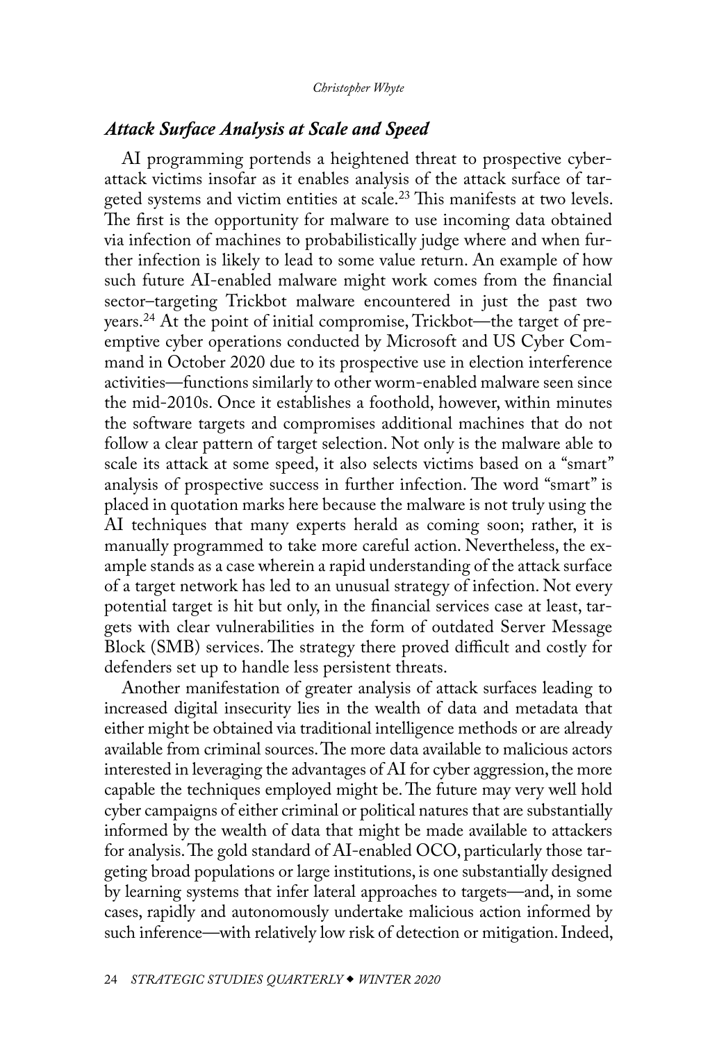## *Attack Surface Analysis at Scale and Speed*

AI programming portends a heightened threat to prospective cyberattack victims insofar as it enables analysis of the attack surface of targeted systems and victim entities at scale.[23] This manifests at two levels. The first is the opportunity for malware to use incoming data obtained via infection of machines to probabilistically judge where and when further infection is likely to lead to some value return. An example of how such future AI-enabled malware might work comes from the financial sector–targeting Trickbot malware encountered in just the past two years.[24] At the point of initial compromise, Trickbot—the target of preemptive cyber operations conducted by Microsoft and US Cyber Command in October 2020 due to its prospective use in election interference activities—functions similarly to other worm-enabled malware seen since the mid-2010s. Once it establishes a foothold, however, within minutes the software targets and compromises additional machines that do not follow a clear pattern of target selection. Not only is the malware able to scale its attack at some speed, it also selects victims based on a "smart" analysis of prospective success in further infection. The word "smart" is placed in quotation marks here because the malware is not truly using the AI techniques that many experts herald as coming soon; rather, it is manually programmed to take more careful action. Nevertheless, the example stands as a case wherein a rapid understanding of the attack surface of a target network has led to an unusual strategy of infection. Not every potential target is hit but only, in the financial services case at least, targets with clear vulnerabilities in the form of outdated Server Message Block (SMB) services. The strategy there proved difficult and costly for defenders set up to handle less persistent threats.

Another manifestation of greater analysis of attack surfaces leading to increased digital insecurity lies in the wealth of data and metadata that either might be obtained via traditional intelligence methods or are already available from criminal sources. The more data available to malicious actors interested in leveraging the advantages of AI for cyber aggression, the more capable the techniques employed might be. The future may very well hold cyber campaigns of either criminal or political natures that are substantially informed by the wealth of data that might be made available to attackers for analysis. The gold standard of AI-enabled OCO, particularly those targeting broad populations or large institutions, is one substantially designed by learning systems that infer lateral approaches to targets—and, in some cases, rapidly and autonomously undertake malicious action informed by such inference—with relatively low risk of detection or mitigation. Indeed,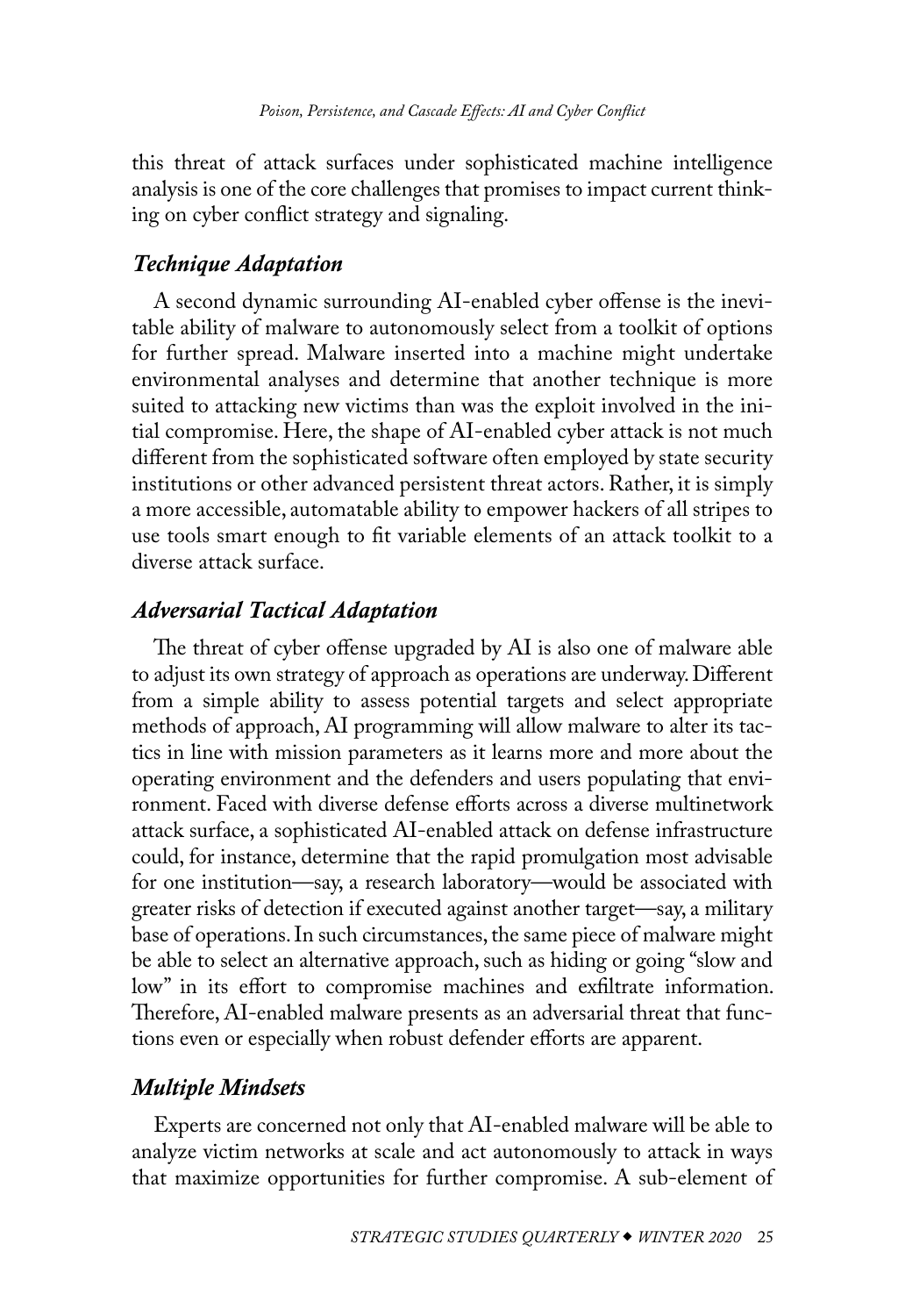this threat of attack surfaces under sophisticated machine intelligence analysis is one of the core challenges that promises to impact current thinking on cyber conflict strategy and signaling.

### *Technique Adaptation*

A second dynamic surrounding AI-enabled cyber offense is the inevitable ability of malware to autonomously select from a toolkit of options for further spread. Malware inserted into a machine might undertake environmental analyses and determine that another technique is more suited to attacking new victims than was the exploit involved in the initial compromise. Here, the shape of AI-enabled cyber attack is not much different from the sophisticated software often employed by state security institutions or other advanced persistent threat actors. Rather, it is simply a more accessible, automatable ability to empower hackers of all stripes to use tools smart enough to fit variable elements of an attack toolkit to a diverse attack surface.

### *Adversarial Tactical Adaptation*

The threat of cyber offense upgraded by AI is also one of malware able to adjust its own strategy of approach as operations are underway. Different from a simple ability to assess potential targets and select appropriate methods of approach, AI programming will allow malware to alter its tactics in line with mission parameters as it learns more and more about the operating environment and the defenders and users populating that environment. Faced with diverse defense efforts across a diverse multinetwork attack surface, a sophisticated AI-enabled attack on defense infrastructure could, for instance, determine that the rapid promulgation most advisable for one institution—say, a research laboratory—would be associated with greater risks of detection if executed against another target—say, a military base of operations. In such circumstances, the same piece of malware might be able to select an alternative approach, such as hiding or going "slow and low" in its effort to compromise machines and exfiltrate information. Therefore, AI-enabled malware presents as an adversarial threat that functions even or especially when robust defender efforts are apparent.

### *Multiple Mindsets*

Experts are concerned not only that AI-enabled malware will be able to analyze victim networks at scale and act autonomously to attack in ways that maximize opportunities for further compromise. A sub-element of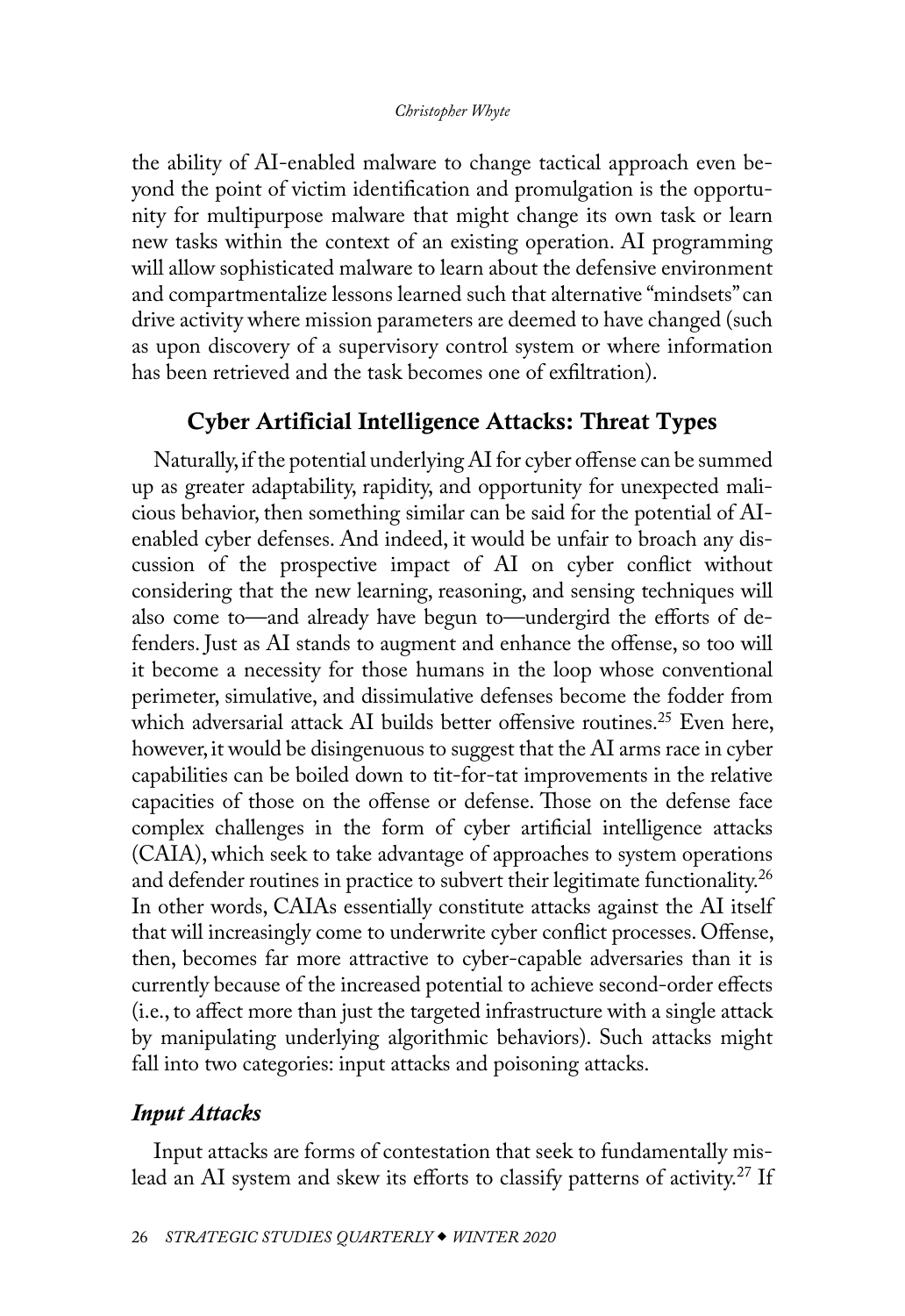the ability of AI-enabled malware to change tactical approach even beyond the point of victim identification and promulgation is the opportunity for multipurpose malware that might change its own task or learn new tasks within the context of an existing operation. AI programming will allow sophisticated malware to learn about the defensive environment and compartmentalize lessons learned such that alternative "mindsets" can drive activity where mission parameters are deemed to have changed (such as upon discovery of a supervisory control system or where information has been retrieved and the task becomes one of exfiltration).

## Cyber Artificial Intelligence Attacks: Threat Types

Naturally, if the potential underlying AI for cyber offense can be summed up as greater adaptability, rapidity, and opportunity for unexpected malicious behavior, then something similar can be said for the potential of AI-enabled cyber defenses. And indeed, it would be unfair to broach any discussion of the prospective impact of AI on cyber conflict without considering that the new learning, reasoning, and sensing techniques will also come to—and already have begun to—undergird the efforts of defenders. Just as AI stands to augment and enhance the offense, so too will it become a necessity for those humans in the loop whose conventional perimeter, simulative, and dissimulative defenses become the fodder from which adversarial attack AI builds better offensive routines.[25] Even here, however, it would be disingenuous to suggest that the AI arms race in cyber capabilities can be boiled down to tit-for-tat improvements in the relative capacities of those on the offense or defense. Those on the defense face complex challenges in the form of cyber artificial intelligence attacks (CAIA), which seek to take advantage of approaches to system operations and defender routines in practice to subvert their legitimate functionality.[26] In other words, CAIAs essentially constitute attacks against the AI itself that will increasingly come to underwrite cyber conflict processes. Offense, then, becomes far more attractive to cyber-capable adversaries than it is currently because of the increased potential to achieve second-order effects (i.e., to affect more than just the targeted infrastructure with a single attack by manipulating underlying algorithmic behaviors). Such attacks might fall into two categories: input attacks and poisoning attacks.

### *Input Attacks*

Input attacks are forms of contestation that seek to fundamentally mislead an AI system and skew its efforts to classify patterns of activity.[27] If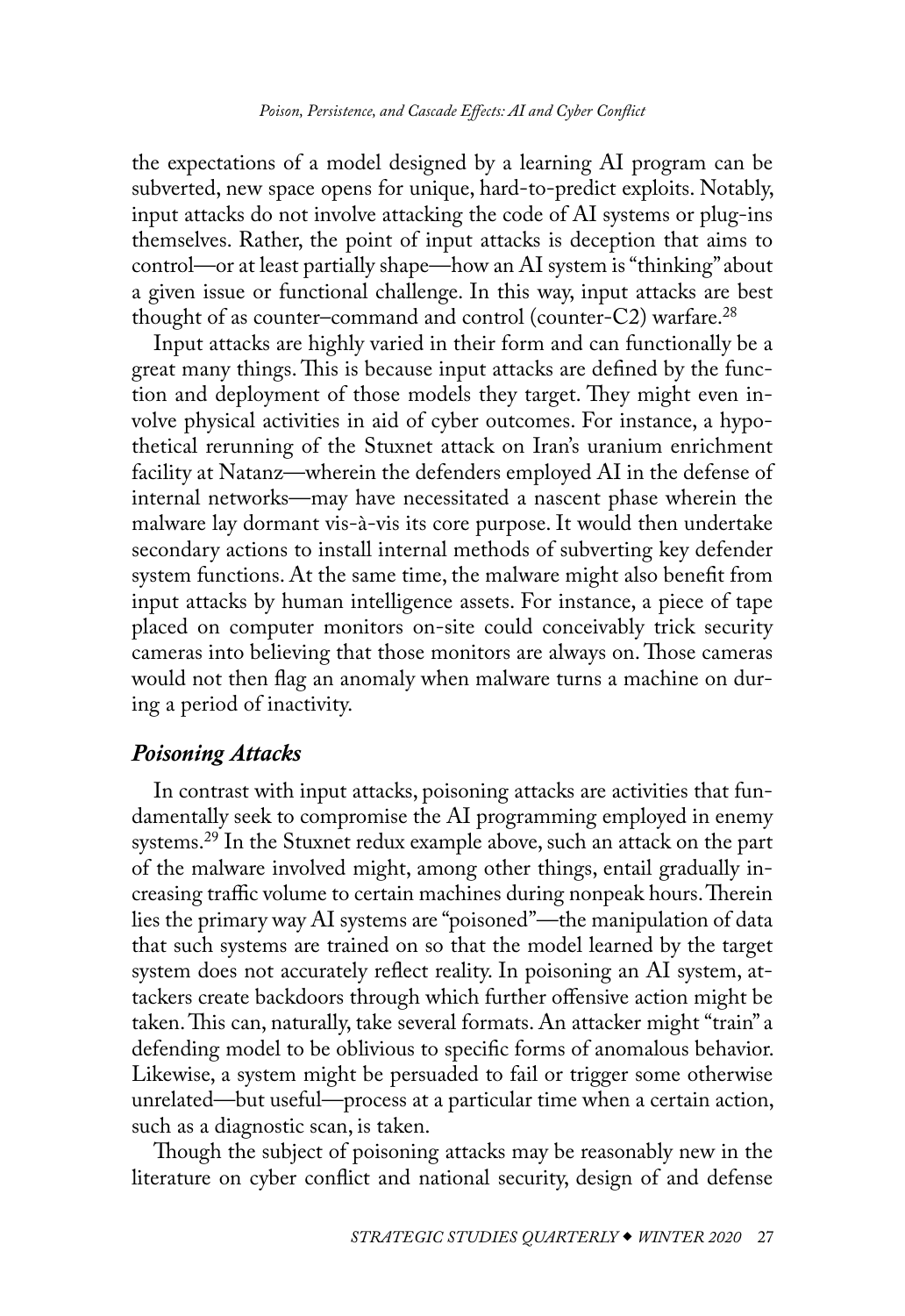the expectations of a model designed by a learning AI program can be subverted, new space opens for unique, hard-to-predict exploits. Notably, input attacks do not involve attacking the code of AI systems or plug-ins themselves. Rather, the point of input attacks is deception that aims to control—or at least partially shape—how an AI system is "thinking" about a given issue or functional challenge. In this way, input attacks are best thought of as counter–command and control (counter-C2) warfare.[28]

Input attacks are highly varied in their form and can functionally be a great many things. This is because input attacks are defined by the function and deployment of those models they target. They might even involve physical activities in aid of cyber outcomes. For instance, a hypothetical rerunning of the Stuxnet attack on Iran's uranium enrichment facility at Natanz—wherein the defenders employed AI in the defense of internal networks—may have necessitated a nascent phase wherein the malware lay dormant vis-à-vis its core purpose. It would then undertake secondary actions to install internal methods of subverting key defender system functions. At the same time, the malware might also benefit from input attacks by human intelligence assets. For instance, a piece of tape placed on computer monitors on-site could conceivably trick security cameras into believing that those monitors are always on. Those cameras would not then flag an anomaly when malware turns a machine on during a period of inactivity.

### *Poisoning Attacks*

In contrast with input attacks, poisoning attacks are activities that fundamentally seek to compromise the AI programming employed in enemy systems.[29] In the Stuxnet redux example above, such an attack on the part of the malware involved might, among other things, entail gradually increasing traffic volume to certain machines during nonpeak hours. Therein lies the primary way AI systems are "poisoned"—the manipulation of data that such systems are trained on so that the model learned by the target system does not accurately reflect reality. In poisoning an AI system, attackers create backdoors through which further offensive action might be taken. This can, naturally, take several formats. An attacker might "train" a defending model to be oblivious to specific forms of anomalous behavior. Likewise, a system might be persuaded to fail or trigger some otherwise unrelated—but useful—process at a particular time when a certain action, such as a diagnostic scan, is taken.

Though the subject of poisoning attacks may be reasonably new in the literature on cyber conflict and national security, design of and defense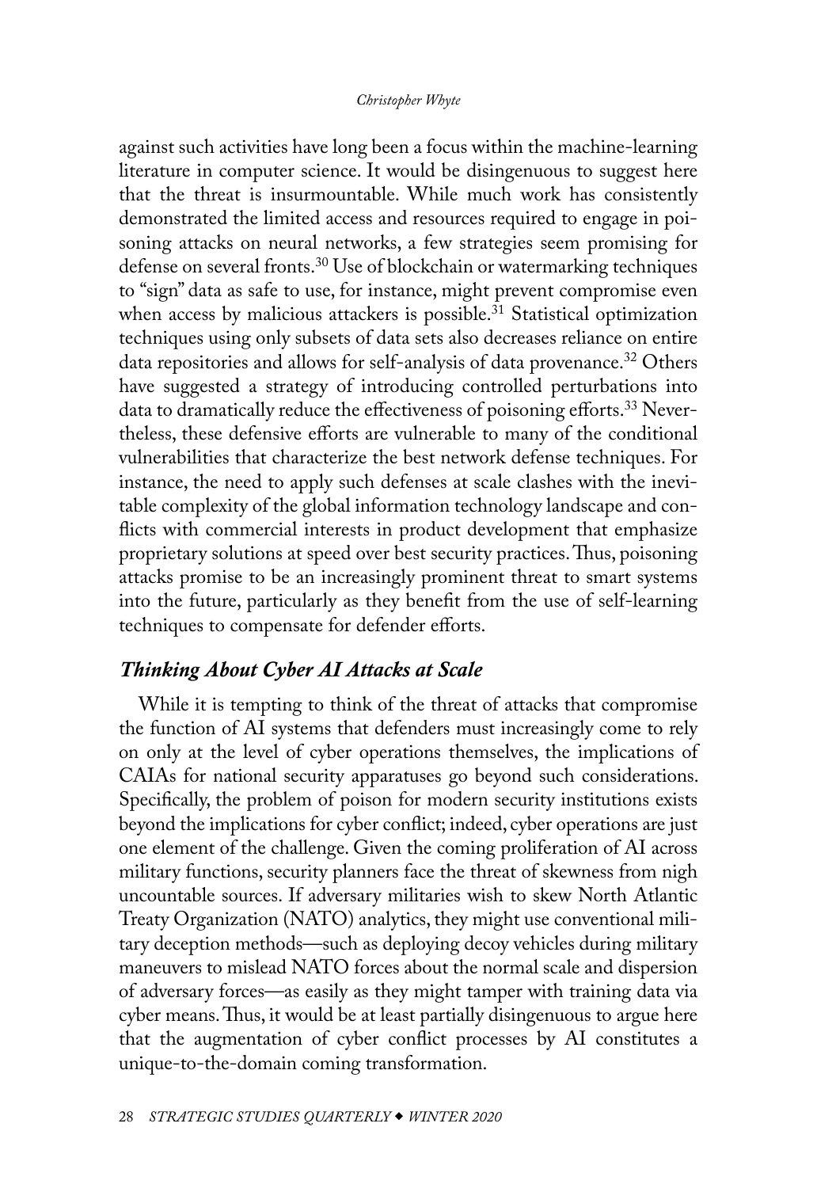against such activities have long been a focus within the machine-learning literature in computer science. It would be disingenuous to suggest here that the threat is insurmountable. While much work has consistently demonstrated the limited access and resources required to engage in poisoning attacks on neural networks, a few strategies seem promising for defense on several fronts.[30] Use of blockchain or watermarking techniques to "sign" data as safe to use, for instance, might prevent compromise even when access by malicious attackers is possible.[31] Statistical optimization techniques using only subsets of data sets also decreases reliance on entire data repositories and allows for self-analysis of data provenance.[32] Others have suggested a strategy of introducing controlled perturbations into data to dramatically reduce the effectiveness of poisoning efforts.[33] Nevertheless, these defensive efforts are vulnerable to many of the conditional vulnerabilities that characterize the best network defense techniques. For instance, the need to apply such defenses at scale clashes with the inevitable complexity of the global information technology landscape and conflicts with commercial interests in product development that emphasize proprietary solutions at speed over best security practices. Thus, poisoning attacks promise to be an increasingly prominent threat to smart systems into the future, particularly as they benefit from the use of self-learning techniques to compensate for defender efforts.

### *Thinking About Cyber AI Attacks at Scale*

While it is tempting to think of the threat of attacks that compromise the function of AI systems that defenders must increasingly come to rely on only at the level of cyber operations themselves, the implications of CAIAs for national security apparatuses go beyond such considerations. Specifically, the problem of poison for modern security institutions exists beyond the implications for cyber conflict; indeed, cyber operations are just one element of the challenge. Given the coming proliferation of AI across military functions, security planners face the threat of skewness from nigh uncountable sources. If adversary militaries wish to skew North Atlantic Treaty Organization (NATO) analytics, they might use conventional military deception methods—such as deploying decoy vehicles during military maneuvers to mislead NATO forces about the normal scale and dispersion of adversary forces—as easily as they might tamper with training data via cyber means. Thus, it would be at least partially disingenuous to argue here that the augmentation of cyber conflict processes by AI constitutes a unique-to-the-domain coming transformation.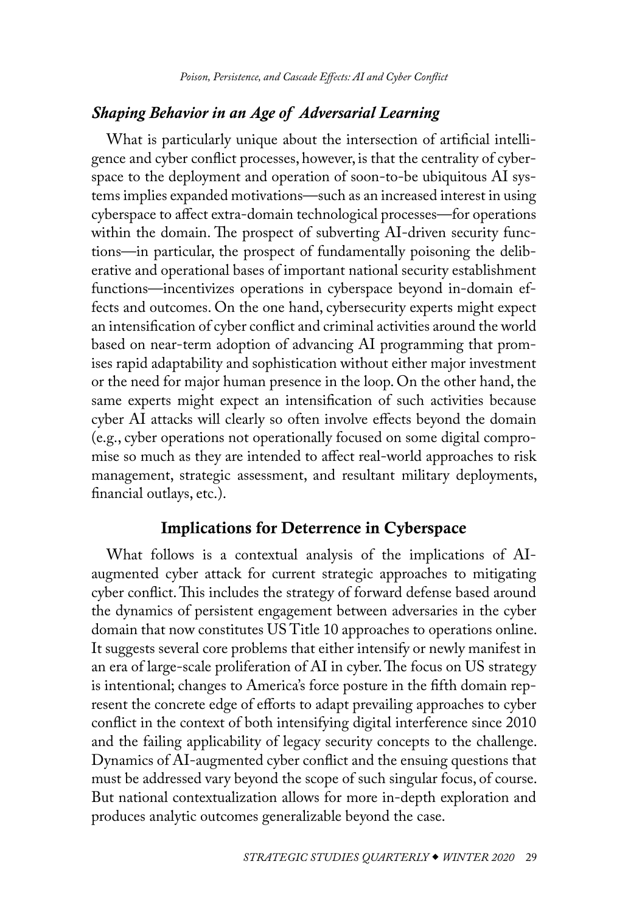### *Shaping Behavior in an Age of Adversarial Learning*

What is particularly unique about the intersection of artificial intelligence and cyber conflict processes, however, is that the centrality of cyberspace to the deployment and operation of soon-to-be ubiquitous AI systems implies expanded motivations—such as an increased interest in using cyberspace to affect extra-domain technological processes—for operations within the domain. The prospect of subverting AI-driven security functions—in particular, the prospect of fundamentally poisoning the deliberative and operational bases of important national security establishment functions—incentivizes operations in cyberspace beyond in-domain effects and outcomes. On the one hand, cybersecurity experts might expect an intensification of cyber conflict and criminal activities around the world based on near-term adoption of advancing AI programming that promises rapid adaptability and sophistication without either major investment or the need for major human presence in the loop. On the other hand, the same experts might expect an intensification of such activities because cyber AI attacks will clearly so often involve effects beyond the domain (e.g., cyber operations not operationally focused on some digital compromise so much as they are intended to affect real-world approaches to risk management, strategic assessment, and resultant military deployments, financial outlays, etc.).

## Implications for Deterrence in Cyberspace

What follows is a contextual analysis of the implications of AI-augmented cyber attack for current strategic approaches to mitigating cyber conflict. This includes the strategy of forward defense based around the dynamics of persistent engagement between adversaries in the cyber domain that now constitutes US Title 10 approaches to operations online. It suggests several core problems that either intensify or newly manifest in an era of large-scale proliferation of AI in cyber. The focus on US strategy is intentional; changes to America's force posture in the fifth domain represent the concrete edge of efforts to adapt prevailing approaches to cyber conflict in the context of both intensifying digital interference since 2010 and the failing applicability of legacy security concepts to the challenge. Dynamics of AI-augmented cyber conflict and the ensuing questions that must be addressed vary beyond the scope of such singular focus, of course. But national contextualization allows for more in-depth exploration and produces analytic outcomes generalizable beyond the case.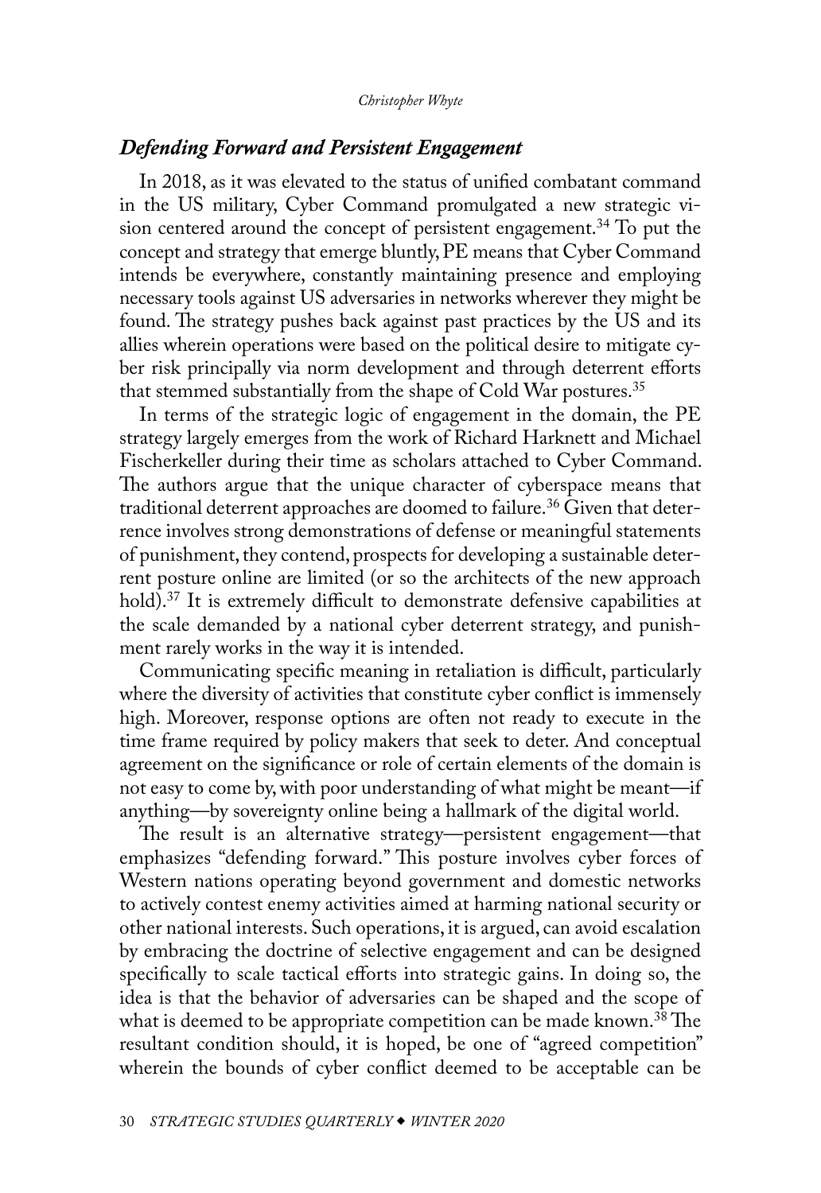### *Defending Forward and Persistent Engagement*

In 2018, as it was elevated to the status of unified combatant command in the US military, Cyber Command promulgated a new strategic vision centered around the concept of persistent engagement.[34] To put the concept and strategy that emerge bluntly, PE means that Cyber Command intends be everywhere, constantly maintaining presence and employing necessary tools against US adversaries in networks wherever they might be found. The strategy pushes back against past practices by the US and its allies wherein operations were based on the political desire to mitigate cyber risk principally via norm development and through deterrent efforts that stemmed substantially from the shape of Cold War postures.[35]

In terms of the strategic logic of engagement in the domain, the PE strategy largely emerges from the work of Richard Harknett and Michael Fischerkeller during their time as scholars attached to Cyber Command. The authors argue that the unique character of cyberspace means that traditional deterrent approaches are doomed to failure.[36] Given that deterrence involves strong demonstrations of defense or meaningful statements of punishment, they contend, prospects for developing a sustainable deterrent posture online are limited (or so the architects of the new approach hold).[37] It is extremely difficult to demonstrate defensive capabilities at the scale demanded by a national cyber deterrent strategy, and punishment rarely works in the way it is intended.

Communicating specific meaning in retaliation is difficult, particularly where the diversity of activities that constitute cyber conflict is immensely high. Moreover, response options are often not ready to execute in the time frame required by policy makers that seek to deter. And conceptual agreement on the significance or role of certain elements of the domain is not easy to come by, with poor understanding of what might be meant—if anything—by sovereignty online being a hallmark of the digital world.

The result is an alternative strategy—persistent engagement—that emphasizes "defending forward." This posture involves cyber forces of Western nations operating beyond government and domestic networks to actively contest enemy activities aimed at harming national security or other national interests. Such operations, it is argued, can avoid escalation by embracing the doctrine of selective engagement and can be designed specifically to scale tactical efforts into strategic gains. In doing so, the idea is that the behavior of adversaries can be shaped and the scope of what is deemed to be appropriate competition can be made known.[38] The resultant condition should, it is hoped, be one of "agreed competition" wherein the bounds of cyber conflict deemed to be acceptable can be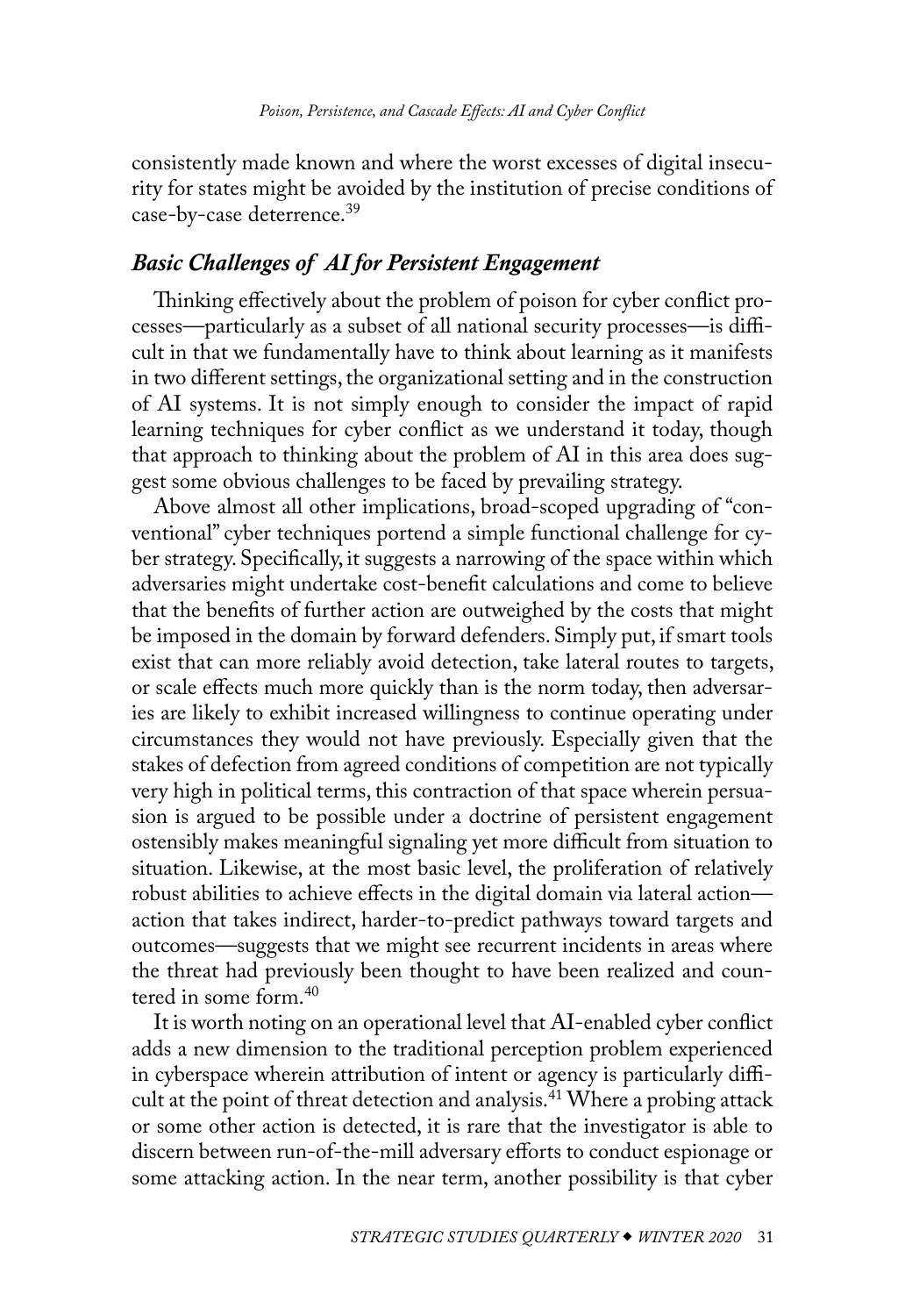consistently made known and where the worst excesses of digital insecurity for states might be avoided by the institution of precise conditions of case-by-case deterrence.[39]

### *Basic Challenges of AI for Persistent Engagement*

Thinking effectively about the problem of poison for cyber conflict processes—particularly as a subset of all national security processes—is difficult in that we fundamentally have to think about learning as it manifests in two different settings, the organizational setting and in the construction of AI systems. It is not simply enough to consider the impact of rapid learning techniques for cyber conflict as we understand it today, though that approach to thinking about the problem of AI in this area does suggest some obvious challenges to be faced by prevailing strategy.

Above almost all other implications, broad-scoped upgrading of "conventional" cyber techniques portend a simple functional challenge for cyber strategy. Specifically, it suggests a narrowing of the space within which adversaries might undertake cost-benefit calculations and come to believe that the benefits of further action are outweighed by the costs that might be imposed in the domain by forward defenders. Simply put, if smart tools exist that can more reliably avoid detection, take lateral routes to targets, or scale effects much more quickly than is the norm today, then adversaries are likely to exhibit increased willingness to continue operating under circumstances they would not have previously. Especially given that the stakes of defection from agreed conditions of competition are not typically very high in political terms, this contraction of that space wherein persuasion is argued to be possible under a doctrine of persistent engagement ostensibly makes meaningful signaling yet more difficult from situation to situation. Likewise, at the most basic level, the proliferation of relatively robust abilities to achieve effects in the digital domain via lateral action—action that takes indirect, harder-to-predict pathways toward targets and outcomes—suggests that we might see recurrent incidents in areas where the threat had previously been thought to have been realized and countered in some form.[40]

It is worth noting on an operational level that AI-enabled cyber conflict adds a new dimension to the traditional perception problem experienced in cyberspace wherein attribution of intent or agency is particularly difficult at the point of threat detection and analysis.[41] Where a probing attack or some other action is detected, it is rare that the investigator is able to discern between run-of-the-mill adversary efforts to conduct espionage or some attacking action. In the near term, another possibility is that cyber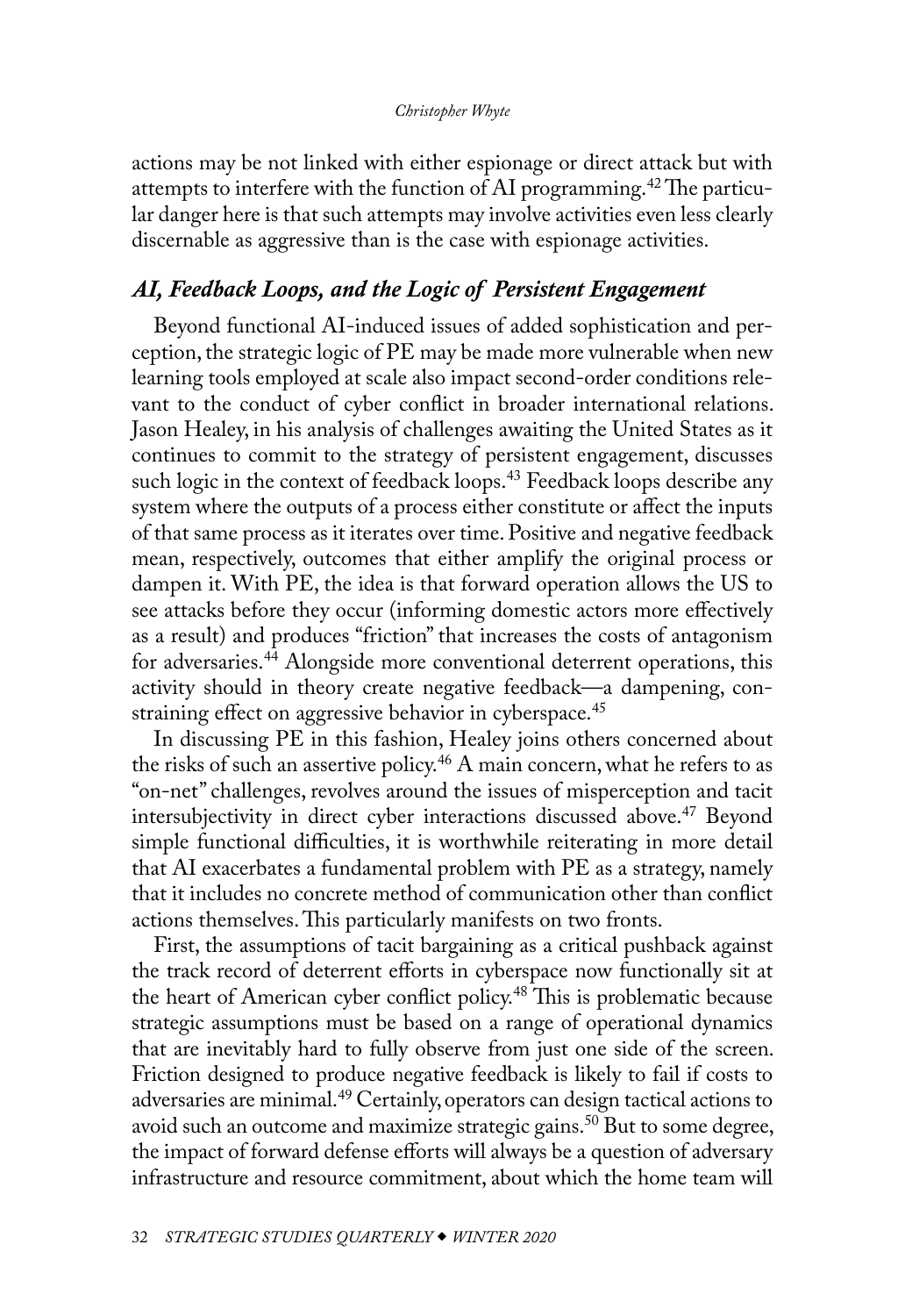actions may be not linked with either espionage or direct attack but with attempts to interfere with the function of AI programming.[42] The particular danger here is that such attempts may involve activities even less clearly discernable as aggressive than is the case with espionage activities.

### *AI, Feedback Loops, and the Logic of Persistent Engagement*

Beyond functional AI-induced issues of added sophistication and perception, the strategic logic of PE may be made more vulnerable when new learning tools employed at scale also impact second-order conditions relevant to the conduct of cyber conflict in broader international relations. Jason Healey, in his analysis of challenges awaiting the United States as it continues to commit to the strategy of persistent engagement, discusses such logic in the context of feedback loops.[43] Feedback loops describe any system where the outputs of a process either constitute or affect the inputs of that same process as it iterates over time. Positive and negative feedback mean, respectively, outcomes that either amplify the original process or dampen it. With PE, the idea is that forward operation allows the US to see attacks before they occur (informing domestic actors more effectively as a result) and produces "friction" that increases the costs of antagonism for adversaries.[44] Alongside more conventional deterrent operations, this activity should in theory create negative feedback—a dampening, constraining effect on aggressive behavior in cyberspace.[45]

In discussing PE in this fashion, Healey joins others concerned about the risks of such an assertive policy.[46] A main concern, what he refers to as "on-net" challenges, revolves around the issues of misperception and tacit intersubjectivity in direct cyber interactions discussed above.[47] Beyond simple functional difficulties, it is worthwhile reiterating in more detail that AI exacerbates a fundamental problem with PE as a strategy, namely that it includes no concrete method of communication other than conflict actions themselves. This particularly manifests on two fronts.

First, the assumptions of tacit bargaining as a critical pushback against the track record of deterrent efforts in cyberspace now functionally sit at the heart of American cyber conflict policy.[48] This is problematic because strategic assumptions must be based on a range of operational dynamics that are inevitably hard to fully observe from just one side of the screen. Friction designed to produce negative feedback is likely to fail if costs to adversaries are minimal.[49] Certainly, operators can design tactical actions to avoid such an outcome and maximize strategic gains.[50] But to some degree, the impact of forward defense efforts will always be a question of adversary infrastructure and resource commitment, about which the home team will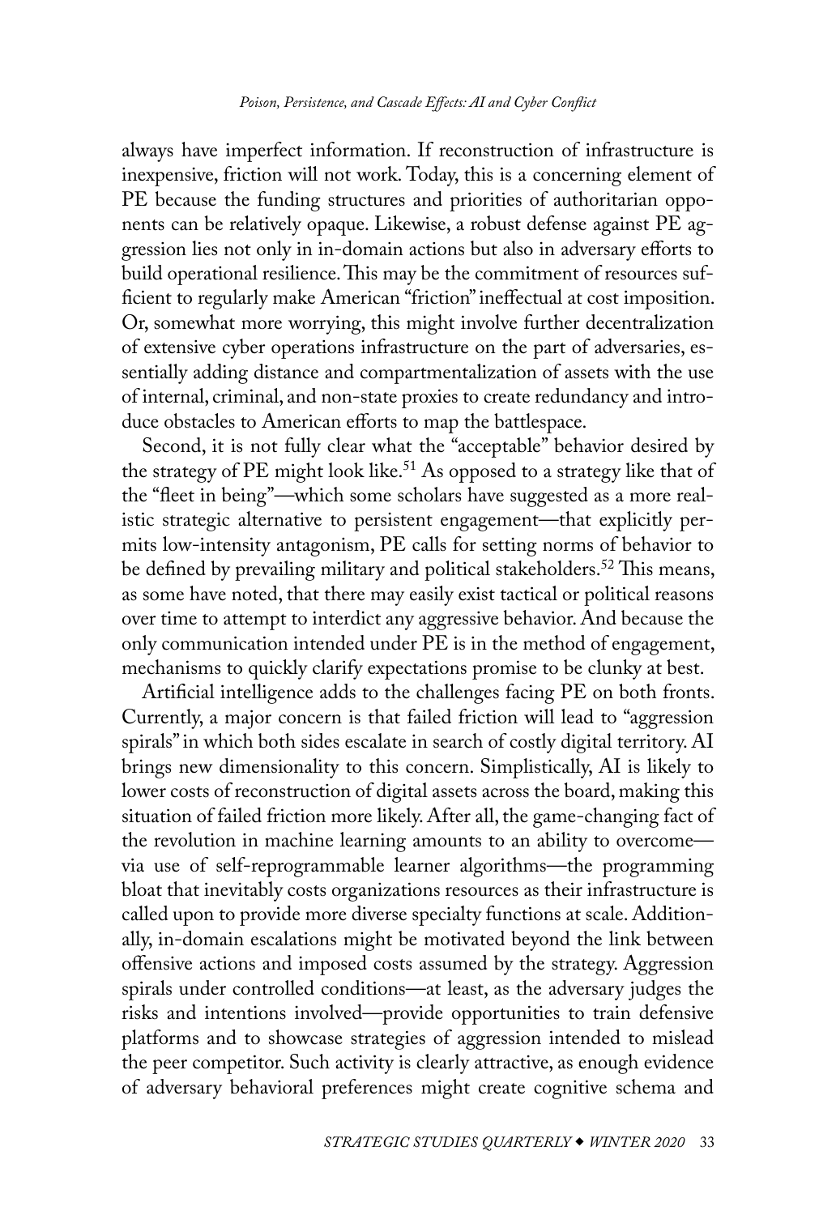always have imperfect information. If reconstruction of infrastructure is inexpensive, friction will not work. Today, this is a concerning element of PE because the funding structures and priorities of authoritarian opponents can be relatively opaque. Likewise, a robust defense against PE aggression lies not only in in-domain actions but also in adversary efforts to build operational resilience. This may be the commitment of resources sufficient to regularly make American "friction" ineffectual at cost imposition. Or, somewhat more worrying, this might involve further decentralization of extensive cyber operations infrastructure on the part of adversaries, essentially adding distance and compartmentalization of assets with the use of internal, criminal, and non-state proxies to create redundancy and introduce obstacles to American efforts to map the battlespace.

Second, it is not fully clear what the "acceptable" behavior desired by the strategy of PE might look like.[51] As opposed to a strategy like that of the "fleet in being"—which some scholars have suggested as a more realistic strategic alternative to persistent engagement—that explicitly permits low-intensity antagonism, PE calls for setting norms of behavior to be defined by prevailing military and political stakeholders.[52] This means, as some have noted, that there may easily exist tactical or political reasons over time to attempt to interdict any aggressive behavior. And because the only communication intended under PE is in the method of engagement, mechanisms to quickly clarify expectations promise to be clunky at best.

Artificial intelligence adds to the challenges facing PE on both fronts. Currently, a major concern is that failed friction will lead to "aggression spirals" in which both sides escalate in search of costly digital territory. AI brings new dimensionality to this concern. Simplistically, AI is likely to lower costs of reconstruction of digital assets across the board, making this situation of failed friction more likely. After all, the game-changing fact of the revolution in machine learning amounts to an ability to overcome—via use of self-reprogrammable learner algorithms—the programming bloat that inevitably costs organizations resources as their infrastructure is called upon to provide more diverse specialty functions at scale. Additionally, in-domain escalations might be motivated beyond the link between offensive actions and imposed costs assumed by the strategy. Aggression spirals under controlled conditions—at least, as the adversary judges the risks and intentions involved—provide opportunities to train defensive platforms and to showcase strategies of aggression intended to mislead the peer competitor. Such activity is clearly attractive, as enough evidence of adversary behavioral preferences might create cognitive schema and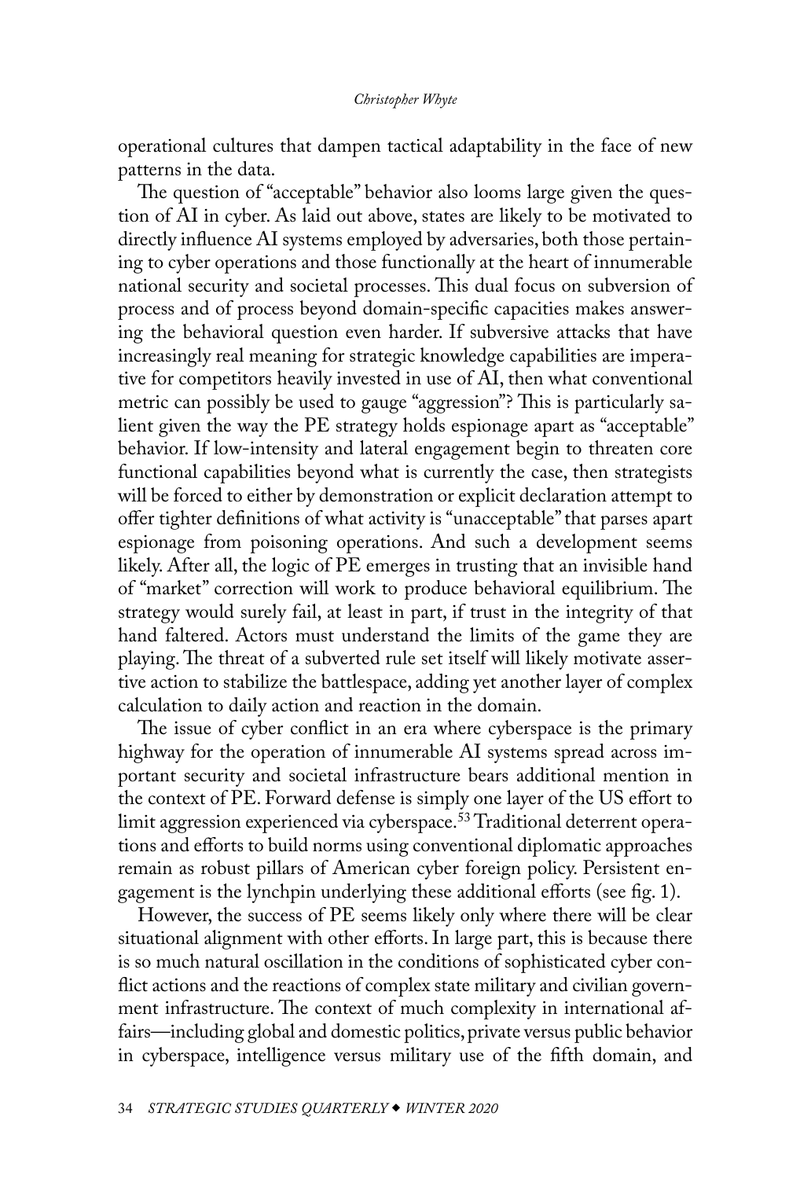operational cultures that dampen tactical adaptability in the face of new patterns in the data.

The question of "acceptable" behavior also looms large given the question of AI in cyber. As laid out above, states are likely to be motivated to directly influence AI systems employed by adversaries, both those pertaining to cyber operations and those functionally at the heart of innumerable national security and societal processes. This dual focus on subversion of process and of process beyond domain-specific capacities makes answering the behavioral question even harder. If subversive attacks that have increasingly real meaning for strategic knowledge capabilities are imperative for competitors heavily invested in use of AI, then what conventional metric can possibly be used to gauge "aggression"? This is particularly salient given the way the PE strategy holds espionage apart as "acceptable" behavior. If low-intensity and lateral engagement begin to threaten core functional capabilities beyond what is currently the case, then strategists will be forced to either by demonstration or explicit declaration attempt to offer tighter definitions of what activity is "unacceptable" that parses apart espionage from poisoning operations. And such a development seems likely. After all, the logic of PE emerges in trusting that an invisible hand of "market" correction will work to produce behavioral equilibrium. The strategy would surely fail, at least in part, if trust in the integrity of that hand faltered. Actors must understand the limits of the game they are playing. The threat of a subverted rule set itself will likely motivate assertive action to stabilize the battlespace, adding yet another layer of complex calculation to daily action and reaction in the domain.

The issue of cyber conflict in an era where cyberspace is the primary highway for the operation of innumerable AI systems spread across important security and societal infrastructure bears additional mention in the context of PE. Forward defense is simply one layer of the US effort to limit aggression experienced via cyberspace.[53] Traditional deterrent operations and efforts to build norms using conventional diplomatic approaches remain as robust pillars of American cyber foreign policy. Persistent engagement is the lynchpin underlying these additional efforts (see fig. 1).

However, the success of PE seems likely only where there will be clear situational alignment with other efforts. In large part, this is because there is so much natural oscillation in the conditions of sophisticated cyber conflict actions and the reactions of complex state military and civilian government infrastructure. The context of much complexity in international affairs—including global and domestic politics, private versus public behavior in cyberspace, intelligence versus military use of the fifth domain, and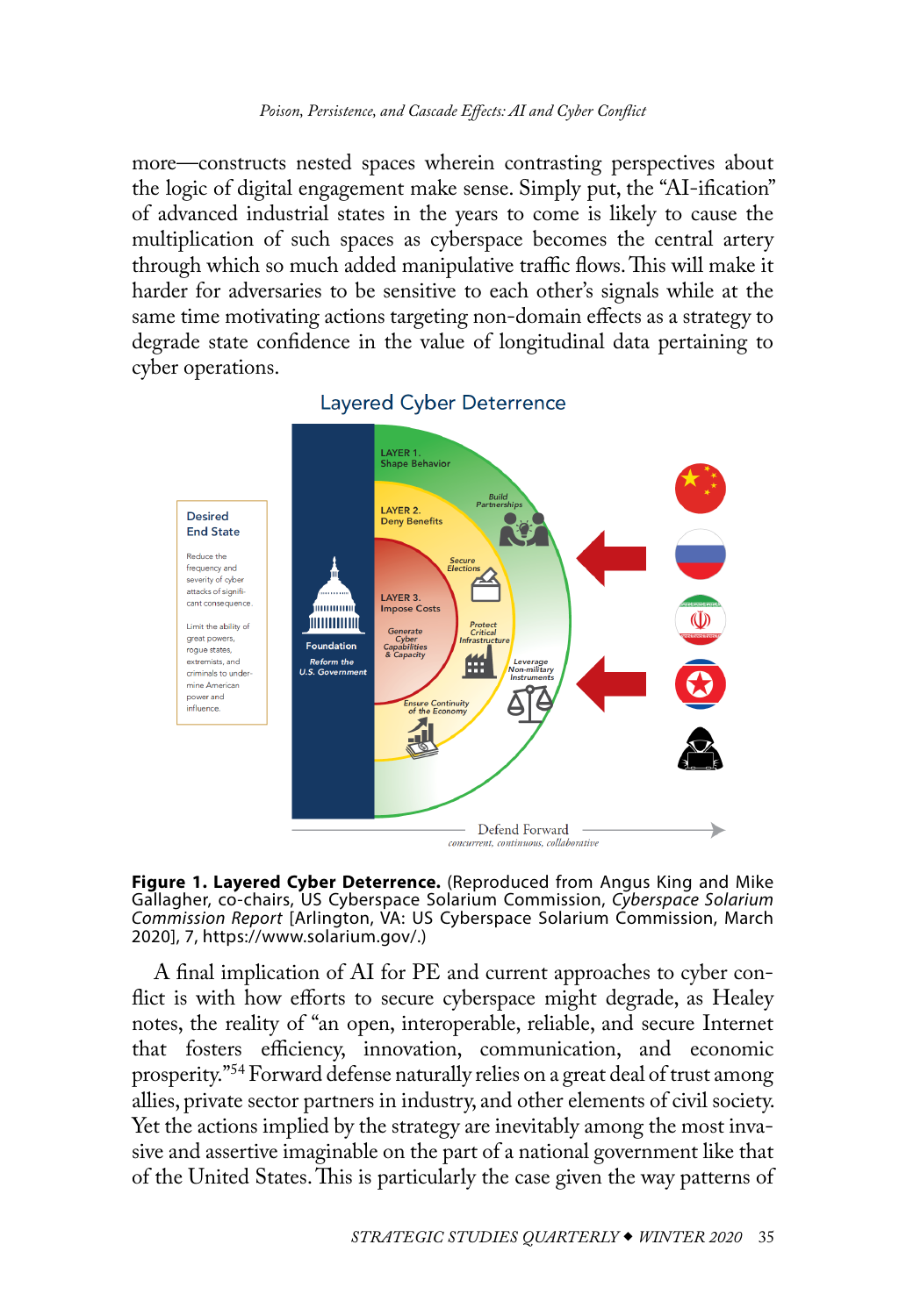more—constructs nested spaces wherein contrasting perspectives about the logic of digital engagement make sense. Simply put, the "AI-ification" of advanced industrial states in the years to come is likely to cause the multiplication of such spaces as cyberspace becomes the central artery through which so much added manipulative traffic flows. This will make it harder for adversaries to be sensitive to each other's signals while at the same time motivating actions targeting non-domain effects as a strategy to degrade state confidence in the value of longitudinal data pertaining to cyber operations.

**Figure 1. Layered Cyber Deterrence.** (Reproduced from Angus King and Mike Gallagher, co-chairs, US Cyberspace Solarium Commission, *Cyberspace Solarium Commission Report* [Arlington, VA: US Cyberspace Solarium Commission, March 2020], 7, https://www.solarium.gov/.)

A final implication of AI for PE and current approaches to cyber conflict is with how efforts to secure cyberspace might degrade, as Healey notes, the reality of "an open, interoperable, reliable, and secure Internet that fosters efficiency, innovation, communication, and economic prosperity."[54] Forward defense naturally relies on a great deal of trust among allies, private sector partners in industry, and other elements of civil society. Yet the actions implied by the strategy are inevitably among the most invasive and assertive imaginable on the part of a national government like that of the United States. This is particularly the case given the way patterns of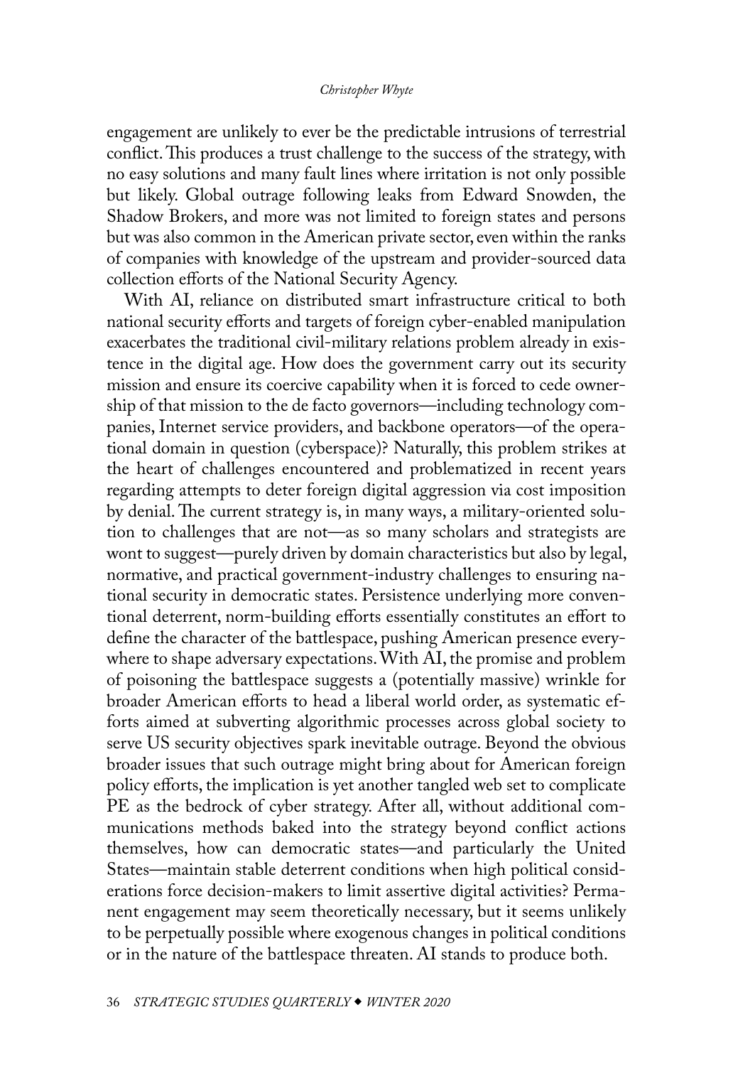engagement are unlikely to ever be the predictable intrusions of terrestrial conflict. This produces a trust challenge to the success of the strategy, with no easy solutions and many fault lines where irritation is not only possible but likely. Global outrage following leaks from Edward Snowden, the Shadow Brokers, and more was not limited to foreign states and persons but was also common in the American private sector, even within the ranks of companies with knowledge of the upstream and provider-sourced data collection efforts of the National Security Agency.

With AI, reliance on distributed smart infrastructure critical to both national security efforts and targets of foreign cyber-enabled manipulation exacerbates the traditional civil-military relations problem already in existence in the digital age. How does the government carry out its security mission and ensure its coercive capability when it is forced to cede ownership of that mission to the de facto governors—including technology companies, Internet service providers, and backbone operators—of the operational domain in question (cyberspace)? Naturally, this problem strikes at the heart of challenges encountered and problematized in recent years regarding attempts to deter foreign digital aggression via cost imposition by denial. The current strategy is, in many ways, a military-oriented solution to challenges that are not—as so many scholars and strategists are wont to suggest—purely driven by domain characteristics but also by legal, normative, and practical government-industry challenges to ensuring national security in democratic states. Persistence underlying more conventional deterrent, norm-building efforts essentially constitutes an effort to define the character of the battlespace, pushing American presence everywhere to shape adversary expectations. With AI, the promise and problem of poisoning the battlespace suggests a (potentially massive) wrinkle for broader American efforts to head a liberal world order, as systematic efforts aimed at subverting algorithmic processes across global society to serve US security objectives spark inevitable outrage. Beyond the obvious broader issues that such outrage might bring about for American foreign policy efforts, the implication is yet another tangled web set to complicate PE as the bedrock of cyber strategy. After all, without additional communications methods baked into the strategy beyond conflict actions themselves, how can democratic states—and particularly the United States—maintain stable deterrent conditions when high political considerations force decision-makers to limit assertive digital activities? Permanent engagement may seem theoretically necessary, but it seems unlikely to be perpetually possible where exogenous changes in political conditions or in the nature of the battlespace threaten. AI stands to produce both.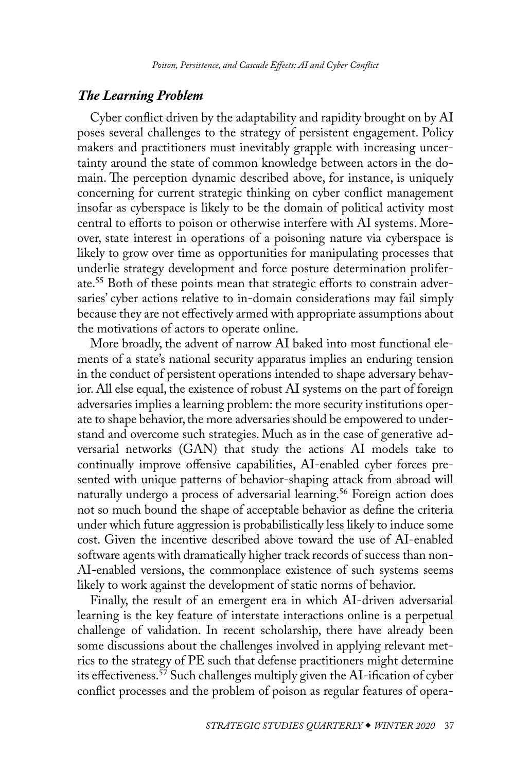### *The Learning Problem*

Cyber conflict driven by the adaptability and rapidity brought on by AI poses several challenges to the strategy of persistent engagement. Policy makers and practitioners must inevitably grapple with increasing uncertainty around the state of common knowledge between actors in the domain. The perception dynamic described above, for instance, is uniquely concerning for current strategic thinking on cyber conflict management insofar as cyberspace is likely to be the domain of political activity most central to efforts to poison or otherwise interfere with AI systems. Moreover, state interest in operations of a poisoning nature via cyberspace is likely to grow over time as opportunities for manipulating processes that underlie strategy development and force posture determination proliferate.[55] Both of these points mean that strategic efforts to constrain adversaries' cyber actions relative to in-domain considerations may fail simply because they are not effectively armed with appropriate assumptions about the motivations of actors to operate online.

More broadly, the advent of narrow AI baked into most functional elements of a state's national security apparatus implies an enduring tension in the conduct of persistent operations intended to shape adversary behavior. All else equal, the existence of robust AI systems on the part of foreign adversaries implies a learning problem: the more security institutions operate to shape behavior, the more adversaries should be empowered to understand and overcome such strategies. Much as in the case of generative adversarial networks (GAN) that study the actions AI models take to continually improve offensive capabilities, AI-enabled cyber forces presented with unique patterns of behavior-shaping attack from abroad will naturally undergo a process of adversarial learning.[56] Foreign action does not so much bound the shape of acceptable behavior as define the criteria under which future aggression is probabilistically less likely to induce some cost. Given the incentive described above toward the use of AI-enabled software agents with dramatically higher track records of success than non-AI-enabled versions, the commonplace existence of such systems seems likely to work against the development of static norms of behavior.

Finally, the result of an emergent era in which AI-driven adversarial learning is the key feature of interstate interactions online is a perpetual challenge of validation. In recent scholarship, there have already been some discussions about the challenges involved in applying relevant metrics to the strategy of PE such that defense practitioners might determine its effectiveness.[57] Such challenges multiply given the AI-ification of cyber conflict processes and the problem of poison as regular features of opera-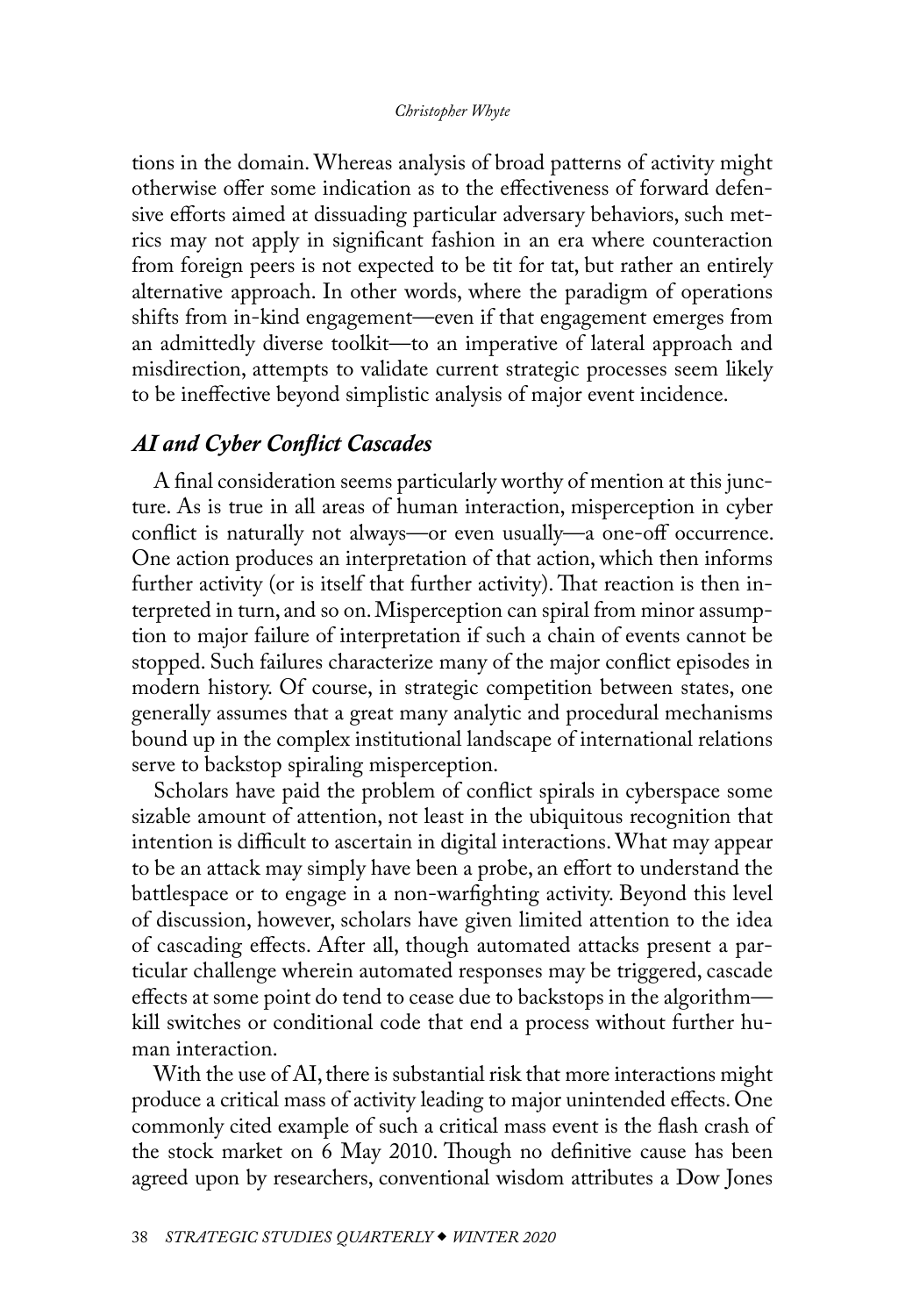tions in the domain. Whereas analysis of broad patterns of activity might otherwise offer some indication as to the effectiveness of forward defensive efforts aimed at dissuading particular adversary behaviors, such metrics may not apply in significant fashion in an era where counteraction from foreign peers is not expected to be tit for tat, but rather an entirely alternative approach. In other words, where the paradigm of operations shifts from in-kind engagement—even if that engagement emerges from an admittedly diverse toolkit—to an imperative of lateral approach and misdirection, attempts to validate current strategic processes seem likely to be ineffective beyond simplistic analysis of major event incidence.

### *AI and Cyber Conflict Cascades*

A final consideration seems particularly worthy of mention at this juncture. As is true in all areas of human interaction, misperception in cyber conflict is naturally not always—or even usually—a one-off occurrence. One action produces an interpretation of that action, which then informs further activity (or is itself that further activity). That reaction is then interpreted in turn, and so on. Misperception can spiral from minor assumption to major failure of interpretation if such a chain of events cannot be stopped. Such failures characterize many of the major conflict episodes in modern history. Of course, in strategic competition between states, one generally assumes that a great many analytic and procedural mechanisms bound up in the complex institutional landscape of international relations serve to backstop spiraling misperception.

Scholars have paid the problem of conflict spirals in cyberspace some sizable amount of attention, not least in the ubiquitous recognition that intention is difficult to ascertain in digital interactions. What may appear to be an attack may simply have been a probe, an effort to understand the battlespace or to engage in a non-warfighting activity. Beyond this level of discussion, however, scholars have given limited attention to the idea of cascading effects. After all, though automated attacks present a particular challenge wherein automated responses may be triggered, cascade effects at some point do tend to cease due to backstops in the algorithm—kill switches or conditional code that end a process without further human interaction.

With the use of AI, there is substantial risk that more interactions might produce a critical mass of activity leading to major unintended effects. One commonly cited example of such a critical mass event is the flash crash of the stock market on 6 May 2010. Though no definitive cause has been agreed upon by researchers, conventional wisdom attributes a Dow Jones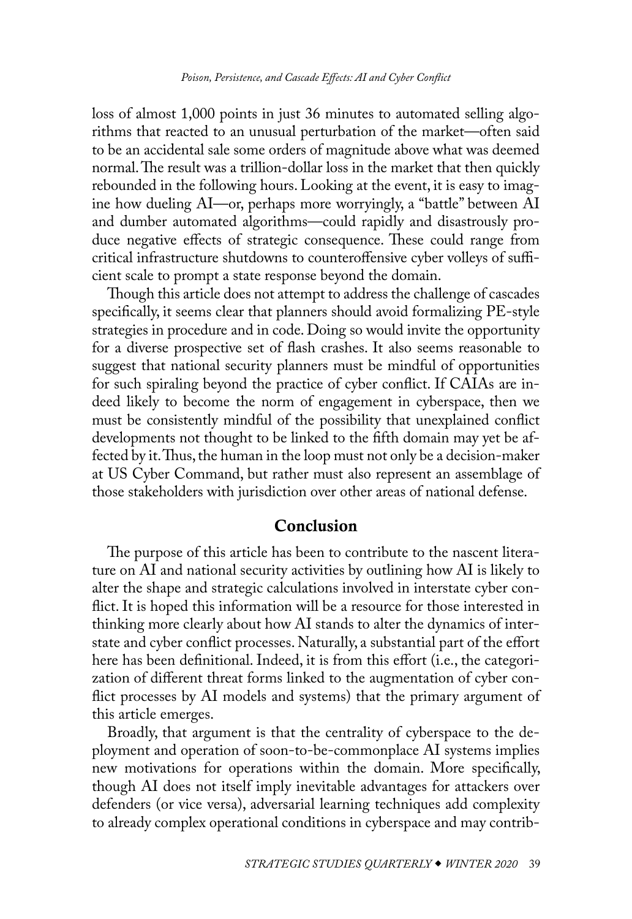loss of almost 1,000 points in just 36 minutes to automated selling algorithms that reacted to an unusual perturbation of the market—often said to be an accidental sale some orders of magnitude above what was deemed normal. The result was a trillion-dollar loss in the market that then quickly rebounded in the following hours. Looking at the event, it is easy to imagine how dueling AI—or, perhaps more worryingly, a "battle" between AI and dumber automated algorithms—could rapidly and disastrously produce negative effects of strategic consequence. These could range from critical infrastructure shutdowns to counteroffensive cyber volleys of sufficient scale to prompt a state response beyond the domain.

Though this article does not attempt to address the challenge of cascades specifically, it seems clear that planners should avoid formalizing PE-style strategies in procedure and in code. Doing so would invite the opportunity for a diverse prospective set of flash crashes. It also seems reasonable to suggest that national security planners must be mindful of opportunities for such spiraling beyond the practice of cyber conflict. If CAIAs are indeed likely to become the norm of engagement in cyberspace, then we must be consistently mindful of the possibility that unexplained conflict developments not thought to be linked to the fifth domain may yet be affected by it. Thus, the human in the loop must not only be a decision-maker at US Cyber Command, but rather must also represent an assemblage of those stakeholders with jurisdiction over other areas of national defense.

## Conclusion

The purpose of this article has been to contribute to the nascent literature on AI and national security activities by outlining how AI is likely to alter the shape and strategic calculations involved in interstate cyber conflict. It is hoped this information will be a resource for those interested in thinking more clearly about how AI stands to alter the dynamics of interstate and cyber conflict processes. Naturally, a substantial part of the effort here has been definitional. Indeed, it is from this effort (i.e., the categorization of different threat forms linked to the augmentation of cyber conflict processes by AI models and systems) that the primary argument of this article emerges.

Broadly, that argument is that the centrality of cyberspace to the deployment and operation of soon-to-be-commonplace AI systems implies new motivations for operations within the domain. More specifically, though AI does not itself imply inevitable advantages for attackers over defenders (or vice versa), adversarial learning techniques add complexity to already complex operational conditions in cyberspace and may contrib-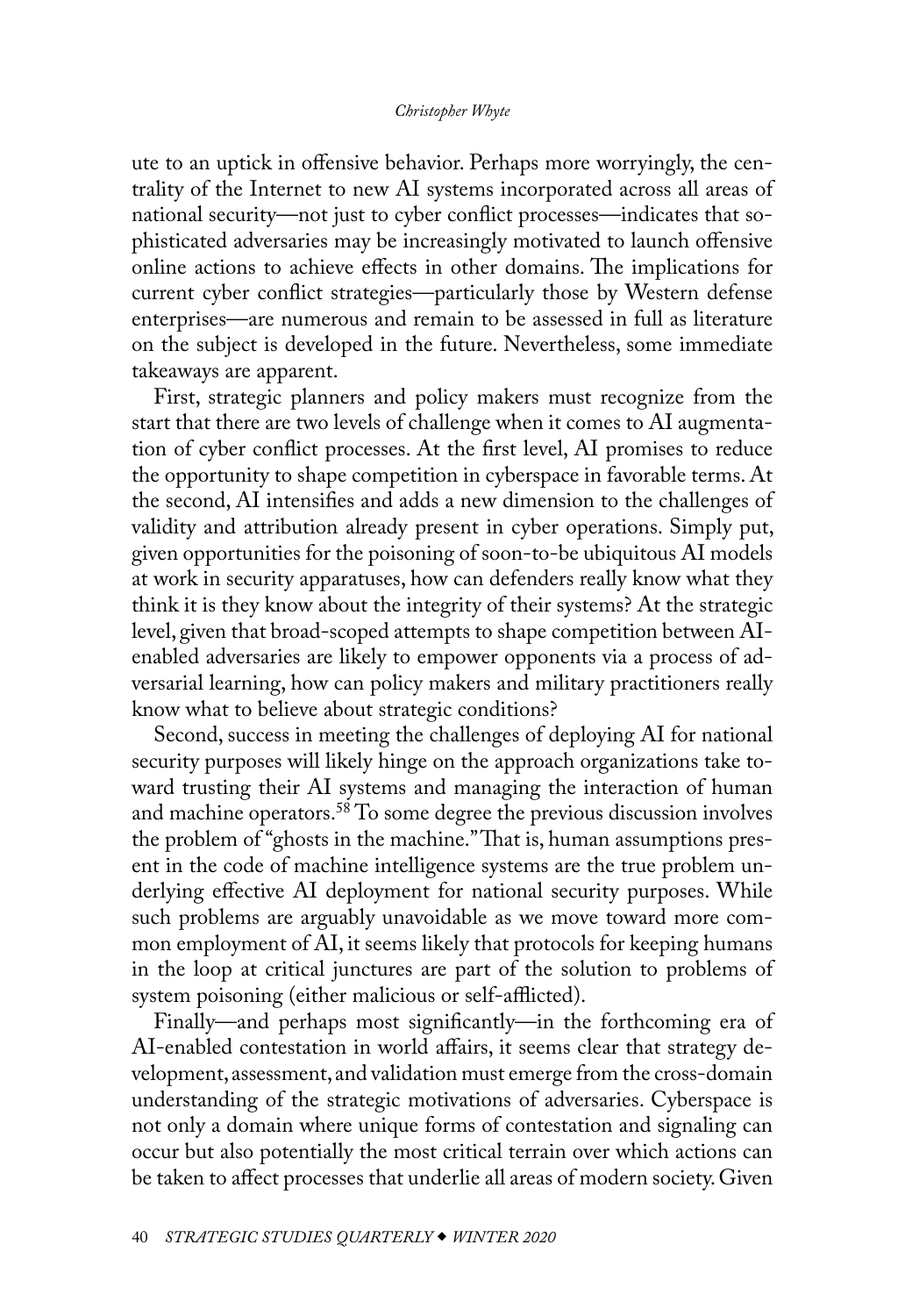ute to an uptick in offensive behavior. Perhaps more worryingly, the centrality of the Internet to new AI systems incorporated across all areas of national security—not just to cyber conflict processes—indicates that sophisticated adversaries may be increasingly motivated to launch offensive online actions to achieve effects in other domains. The implications for current cyber conflict strategies—particularly those by Western defense enterprises—are numerous and remain to be assessed in full as literature on the subject is developed in the future. Nevertheless, some immediate takeaways are apparent.

First, strategic planners and policy makers must recognize from the start that there are two levels of challenge when it comes to AI augmentation of cyber conflict processes. At the first level, AI promises to reduce the opportunity to shape competition in cyberspace in favorable terms. At the second, AI intensifies and adds a new dimension to the challenges of validity and attribution already present in cyber operations. Simply put, given opportunities for the poisoning of soon-to-be ubiquitous AI models at work in security apparatuses, how can defenders really know what they think it is they know about the integrity of their systems? At the strategic level, given that broad-scoped attempts to shape competition between AI-enabled adversaries are likely to empower opponents via a process of adversarial learning, how can policy makers and military practitioners really know what to believe about strategic conditions?

Second, success in meeting the challenges of deploying AI for national security purposes will likely hinge on the approach organizations take toward trusting their AI systems and managing the interaction of human and machine operators.[58] To some degree the previous discussion involves the problem of "ghosts in the machine." That is, human assumptions present in the code of machine intelligence systems are the true problem underlying effective AI deployment for national security purposes. While such problems are arguably unavoidable as we move toward more common employment of AI, it seems likely that protocols for keeping humans in the loop at critical junctures are part of the solution to problems of system poisoning (either malicious or self-afflicted).

Finally—and perhaps most significantly—in the forthcoming era of AI-enabled contestation in world affairs, it seems clear that strategy development, assessment, and validation must emerge from the cross-domain understanding of the strategic motivations of adversaries. Cyberspace is not only a domain where unique forms of contestation and signaling can occur but also potentially the most critical terrain over which actions can be taken to affect processes that underlie all areas of modern society. Given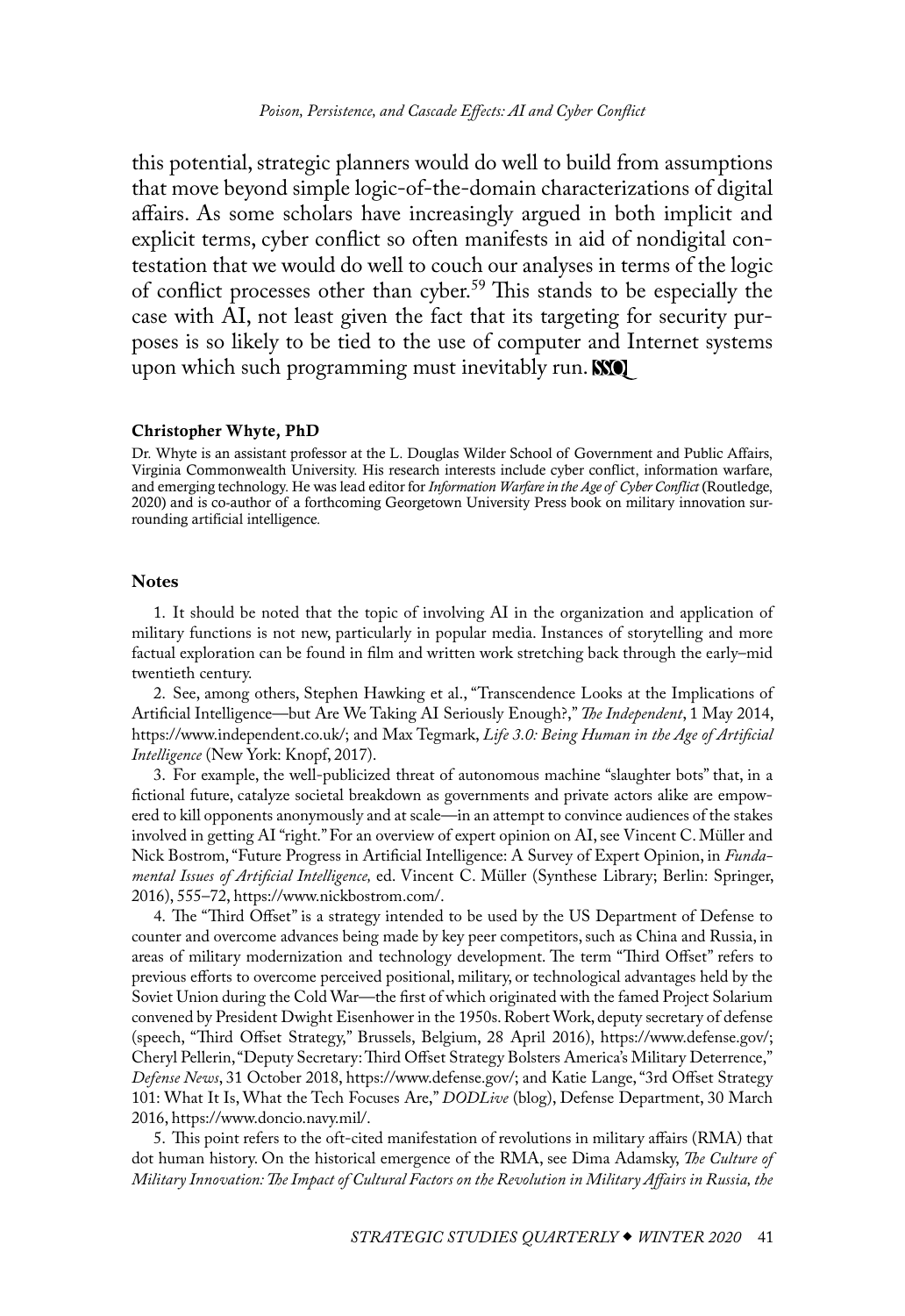this potential, strategic planners would do well to build from assumptions that move beyond simple logic-of-the-domain characterizations of digital affairs. As some scholars have increasingly argued in both implicit and explicit terms, cyber conflict so often manifests in aid of nondigital contestation that we would do well to couch our analyses in terms of the logic of conflict processes other than cyber.[59] This stands to be especially the case with AI, not least given the fact that its targeting for security purposes is so likely to be tied to the use of computer and Internet systems upon which such programming must inevitably run. SSQ

**Christopher Whyte, PhD**

Dr. Whyte is an assistant professor at the L. Douglas Wilder School of Government and Public Affairs, Virginia Commonwealth University. His research interests include cyber conflict, information warfare, and emerging technology. He was lead editor for *Information Warfare in the Age of Cyber Conflict* (Routledge, 2020) and is co-author of a forthcoming Georgetown University Press book on military innovation surrounding artificial intelligence.

**Notes**

1. It should be noted that the topic of involving AI in the organization and application of military functions is not new, particularly in popular media. Instances of storytelling and more factual exploration can be found in film and written work stretching back through the early–mid twentieth century.

2. See, among others, Stephen Hawking et al., "Transcendence Looks at the Implications of Artificial Intelligence—but Are We Taking AI Seriously Enough?," *The Independent*, 1 May 2014, https://www.independent.co.uk/; and Max Tegmark, *Life 3.0: Being Human in the Age of Artificial Intelligence* (New York: Knopf, 2017).

3. For example, the well-publicized threat of autonomous machine "slaughter bots" that, in a fictional future, catalyze societal breakdown as governments and private actors alike are empowered to kill opponents anonymously and at scale—in an attempt to convince audiences of the stakes involved in getting AI "right." For an overview of expert opinion on AI, see Vincent C. Müller and Nick Bostrom, "Future Progress in Artificial Intelligence: A Survey of Expert Opinion, in *Fundamental Issues of Artificial Intelligence,* ed. Vincent C. Müller (Synthese Library; Berlin: Springer, 2016), 555–72, https://www.nickbostrom.com/.

4. The "Third Offset" is a strategy intended to be used by the US Department of Defense to counter and overcome advances being made by key peer competitors, such as China and Russia, in areas of military modernization and technology development. The term "Third Offset" refers to previous efforts to overcome perceived positional, military, or technological advantages held by the Soviet Union during the Cold War—the first of which originated with the famed Project Solarium convened by President Dwight Eisenhower in the 1950s. Robert Work, deputy secretary of defense (speech, "Third Offset Strategy," Brussels, Belgium, 28 April 2016), https://www.defense.gov/; Cheryl Pellerin, "Deputy Secretary: Third Offset Strategy Bolsters America's Military Deterrence," *Defense News*, 31 October 2018, https://www.defense.gov/; and Katie Lange, "3rd Offset Strategy 101: What It Is, What the Tech Focuses Are," *DODLive* (blog), Defense Department, 30 March 2016, https://www.doncio.navy.mil/.

5. This point refers to the oft-cited manifestation of revolutions in military affairs (RMA) that dot human history. On the historical emergence of the RMA, see Dima Adamsky, *The Culture of Military Innovation: The Impact of Cultural Factors on the Revolution in Military Affairs in Russia, the*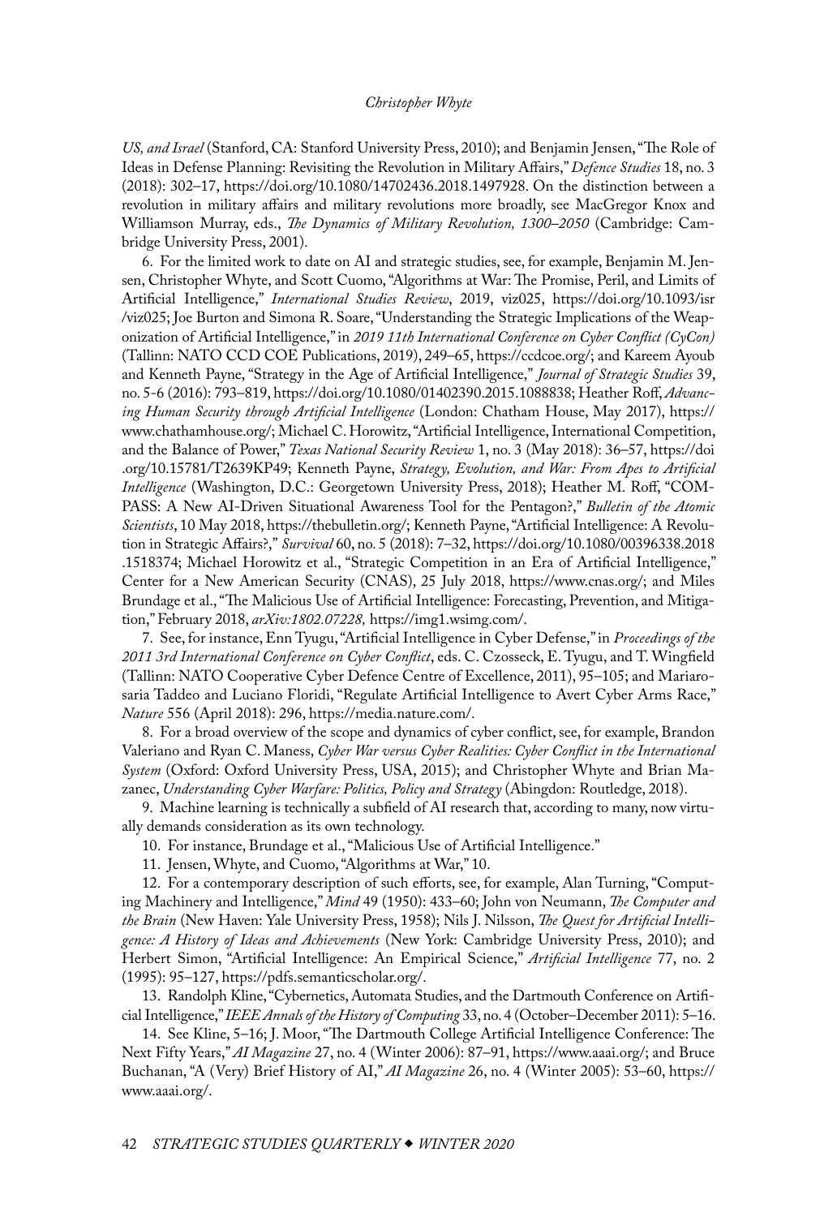*US, and Israel* (Stanford, CA: Stanford University Press, 2010); and Benjamin Jensen, "The Role of Ideas in Defense Planning: Revisiting the Revolution in Military Affairs," *Defence Studies* 18, no. 3 (2018): 302–17, https://doi.org/10.1080/14702436.2018.1497928. On the distinction between a revolution in military affairs and military revolutions more broadly, see MacGregor Knox and Williamson Murray, eds., *The Dynamics of Military Revolution, 1300–2050* (Cambridge: Cambridge University Press, 2001).

6. For the limited work to date on AI and strategic studies, see, for example, Benjamin M. Jensen, Christopher Whyte, and Scott Cuomo, "Algorithms at War: The Promise, Peril, and Limits of Artificial Intelligence," *International Studies Review*, 2019, viz025, https://doi.org/10.1093/isr/viz025; Joe Burton and Simona R. Soare, "Understanding the Strategic Implications of the Weaponization of Artificial Intelligence," in *2019 11th International Conference on Cyber Conflict (CyCon)* (Tallinn: NATO CCD COE Publications, 2019), 249–65, https://ccdcoe.org/; and Kareem Ayoub and Kenneth Payne, "Strategy in the Age of Artificial Intelligence," *Journal of Strategic Studies* 39, no. 5-6 (2016): 793–819, https://doi.org/10.1080/01402390.2015.1088838; Heather Roff, *Advancing Human Security through Artificial Intelligence* (London: Chatham House, May 2017), https://www.chathamhouse.org/; Michael C. Horowitz, "Artificial Intelligence, International Competition, and the Balance of Power," *Texas National Security Review* 1, no. 3 (May 2018): 36–57, https://doi.org/10.15781/T2639KP49; Kenneth Payne, *Strategy, Evolution, and War: From Apes to Artificial Intelligence* (Washington, D.C.: Georgetown University Press, 2018); Heather M. Roff, "COMPASS: A New AI-Driven Situational Awareness Tool for the Pentagon?," *Bulletin of the Atomic Scientists*, 10 May 2018, https://thebulletin.org/; Kenneth Payne, "Artificial Intelligence: A Revolution in Strategic Affairs?," *Survival* 60, no. 5 (2018): 7–32, https://doi.org/10.1080/00396338.2018.1518374; Michael Horowitz et al., "Strategic Competition in an Era of Artificial Intelligence," Center for a New American Security (CNAS), 25 July 2018, https://www.cnas.org/; and Miles Brundage et al., "The Malicious Use of Artificial Intelligence: Forecasting, Prevention, and Mitigation," February 2018, *arXiv:1802.07228,* https://img1.wsimg.com/.

7. See, for instance, Enn Tyugu, "Artificial Intelligence in Cyber Defense," in *Proceedings of the 2011 3rd International Conference on Cyber Conflict*, eds. C. Czosseck, E. Tyugu, and T. Wingfield (Tallinn: NATO Cooperative Cyber Defence Centre of Excellence, 2011), 95–105; and Mariarosaria Taddeo and Luciano Floridi, "Regulate Artificial Intelligence to Avert Cyber Arms Race," *Nature* 556 (April 2018): 296, https://media.nature.com/.

8. For a broad overview of the scope and dynamics of cyber conflict, see, for example, Brandon Valeriano and Ryan C. Maness, *Cyber War versus Cyber Realities: Cyber Conflict in the International System* (Oxford: Oxford University Press, USA, 2015); and Christopher Whyte and Brian Mazanec, *Understanding Cyber Warfare: Politics, Policy and Strategy* (Abingdon: Routledge, 2018).

9. Machine learning is technically a subfield of AI research that, according to many, now virtually demands consideration as its own technology.

10. For instance, Brundage et al., "Malicious Use of Artificial Intelligence."

11. Jensen, Whyte, and Cuomo, "Algorithms at War," 10.

12. For a contemporary description of such efforts, see, for example, Alan Turning, "Computing Machinery and Intelligence," *Mind* 49 (1950): 433–60; John von Neumann, *The Computer and the Brain* (New Haven: Yale University Press, 1958); Nils J. Nilsson, *The Quest for Artificial Intelligence: A History of Ideas and Achievements* (New York: Cambridge University Press, 2010); and Herbert Simon, "Artificial Intelligence: An Empirical Science," *Artificial Intelligence* 77, no. 2 (1995): 95–127, https://pdfs.semanticscholar.org/.

13. Randolph Kline, "Cybernetics, Automata Studies, and the Dartmouth Conference on Artificial Intelligence," *IEEE Annals of the History of Computing* 33, no. 4 (October–December 2011): 5–16.

14. See Kline, 5–16; J. Moor, "The Dartmouth College Artificial Intelligence Conference: The Next Fifty Years," *AI Magazine* 27, no. 4 (Winter 2006): 87–91, https://www.aaai.org/; and Bruce Buchanan, "A (Very) Brief History of AI," *AI Magazine* 26, no. 4 (Winter 2005): 53–60, https://www.aaai.org/.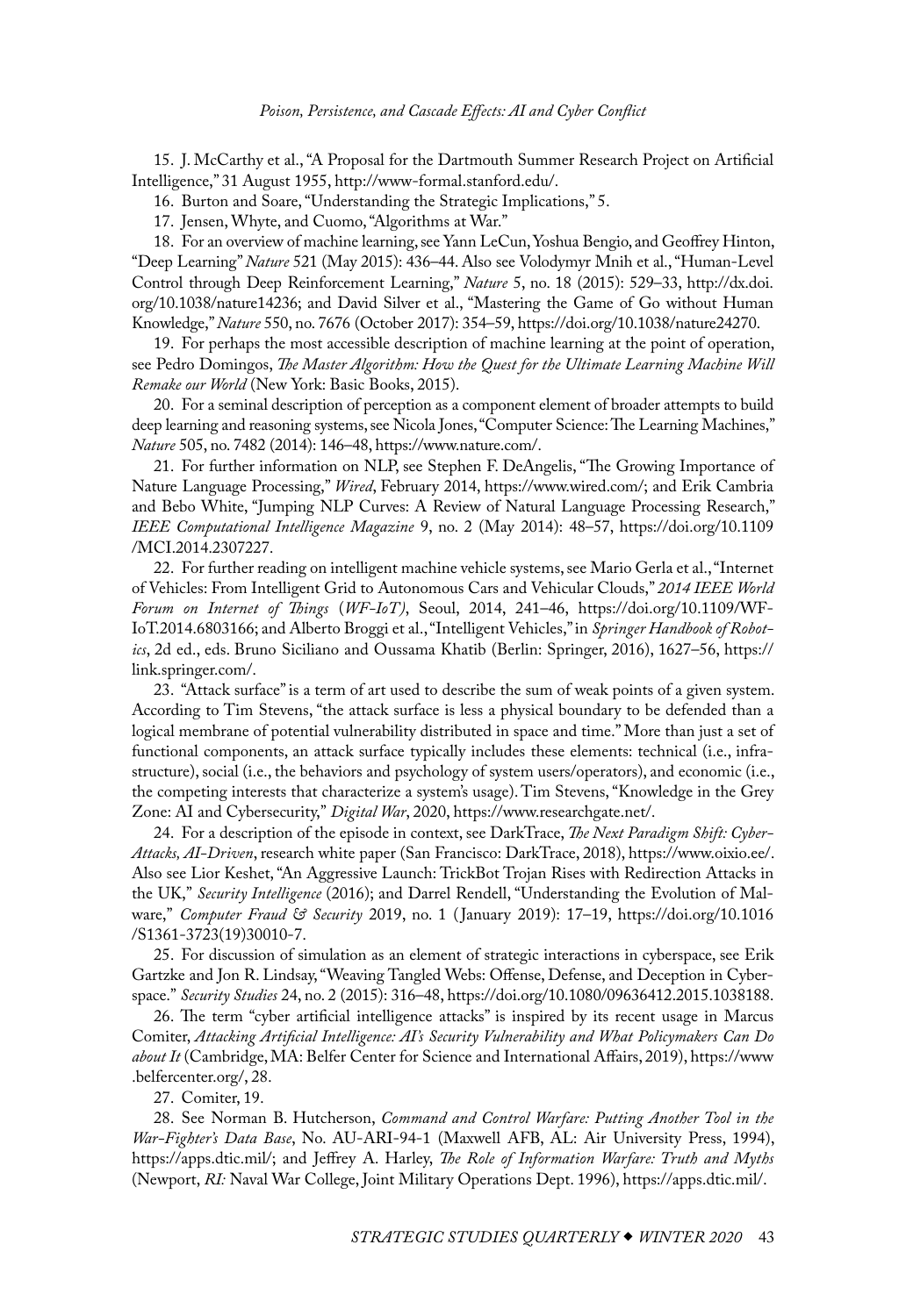15. J. McCarthy et al., "A Proposal for the Dartmouth Summer Research Project on Artificial Intelligence," 31 August 1955, http://www-formal.stanford.edu/.

16. Burton and Soare, "Understanding the Strategic Implications," 5.

17. Jensen, Whyte, and Cuomo, "Algorithms at War."

18. For an overview of machine learning, see Yann LeCun, Yoshua Bengio, and Geoffrey Hinton, "Deep Learning" *Nature* 521 (May 2015): 436–44. Also see Volodymyr Mnih et al., "Human-Level Control through Deep Reinforcement Learning," *Nature* 5, no. 18 (2015): 529–33, http://dx.doi.org/10.1038/nature14236; and David Silver et al., "Mastering the Game of Go without Human Knowledge," *Nature* 550, no. 7676 (October 2017): 354–59, https://doi.org/10.1038/nature24270.

19. For perhaps the most accessible description of machine learning at the point of operation, see Pedro Domingos, *The Master Algorithm: How the Quest for the Ultimate Learning Machine Will Remake our World* (New York: Basic Books, 2015).

20. For a seminal description of perception as a component element of broader attempts to build deep learning and reasoning systems, see Nicola Jones, "Computer Science: The Learning Machines," *Nature* 505, no. 7482 (2014): 146–48, https://www.nature.com/.

21. For further information on NLP, see Stephen F. DeAngelis, "The Growing Importance of Nature Language Processing," *Wired*, February 2014, https://www.wired.com/; and Erik Cambria and Bebo White, "Jumping NLP Curves: A Review of Natural Language Processing Research," *IEEE Computational Intelligence Magazine* 9, no. 2 (May 2014): 48–57, https://doi.org/10.1109/MCI.2014.2307227.

22. For further reading on intelligent machine vehicle systems, see Mario Gerla et al., "Internet of Vehicles: From Intelligent Grid to Autonomous Cars and Vehicular Clouds," *2014 IEEE World Forum on Internet of Things* (*WF-IoT)*, Seoul, 2014, 241–46, https://doi.org/10.1109/WF-IoT.2014.6803166; and Alberto Broggi et al., "Intelligent Vehicles," in *Springer Handbook of Robotics*, 2d ed., eds. Bruno Siciliano and Oussama Khatib (Berlin: Springer, 2016), 1627–56, https://link.springer.com/.

23. "Attack surface" is a term of art used to describe the sum of weak points of a given system. According to Tim Stevens, "the attack surface is less a physical boundary to be defended than a logical membrane of potential vulnerability distributed in space and time." More than just a set of functional components, an attack surface typically includes these elements: technical (i.e., infrastructure), social (i.e., the behaviors and psychology of system users/operators), and economic (i.e., the competing interests that characterize a system's usage). Tim Stevens, "Knowledge in the Grey Zone: AI and Cybersecurity," *Digital War*, 2020, https://www.researchgate.net/.

24. For a description of the episode in context, see DarkTrace, *The Next Paradigm Shift: Cyber-Attacks, AI-Driven*, research white paper (San Francisco: DarkTrace, 2018), https://www.oixio.ee/. Also see Lior Keshet, "An Aggressive Launch: TrickBot Trojan Rises with Redirection Attacks in the UK," *Security Intelligence* (2016); and Darrel Rendell, "Understanding the Evolution of Malware," *Computer Fraud & Security* 2019, no. 1 (January 2019): 17–19, https://doi.org/10.1016/S1361-3723(19)30010-7.

25. For discussion of simulation as an element of strategic interactions in cyberspace, see Erik Gartzke and Jon R. Lindsay, "Weaving Tangled Webs: Offense, Defense, and Deception in Cyberspace." *Security Studies* 24, no. 2 (2015): 316–48, https://doi.org/10.1080/09636412.2015.1038188.

26. The term "cyber artificial intelligence attacks" is inspired by its recent usage in Marcus Comiter, *Attacking Artificial Intelligence: AI's Security Vulnerability and What Policymakers Can Do about It* (Cambridge, MA: Belfer Center for Science and International Affairs, 2019), https://www.belfercenter.org/, 28.

27. Comiter, 19.

28. See Norman B. Hutcherson, *Command and Control Warfare: Putting Another Tool in the War-Fighter's Data Base*, No. AU-ARI-94-1 (Maxwell AFB, AL: Air University Press, 1994), https://apps.dtic.mil/; and Jeffrey A. Harley, *The Role of Information Warfare: Truth and Myths* (Newport, *RI:* Naval War College, Joint Military Operations Dept. 1996), https://apps.dtic.mil/.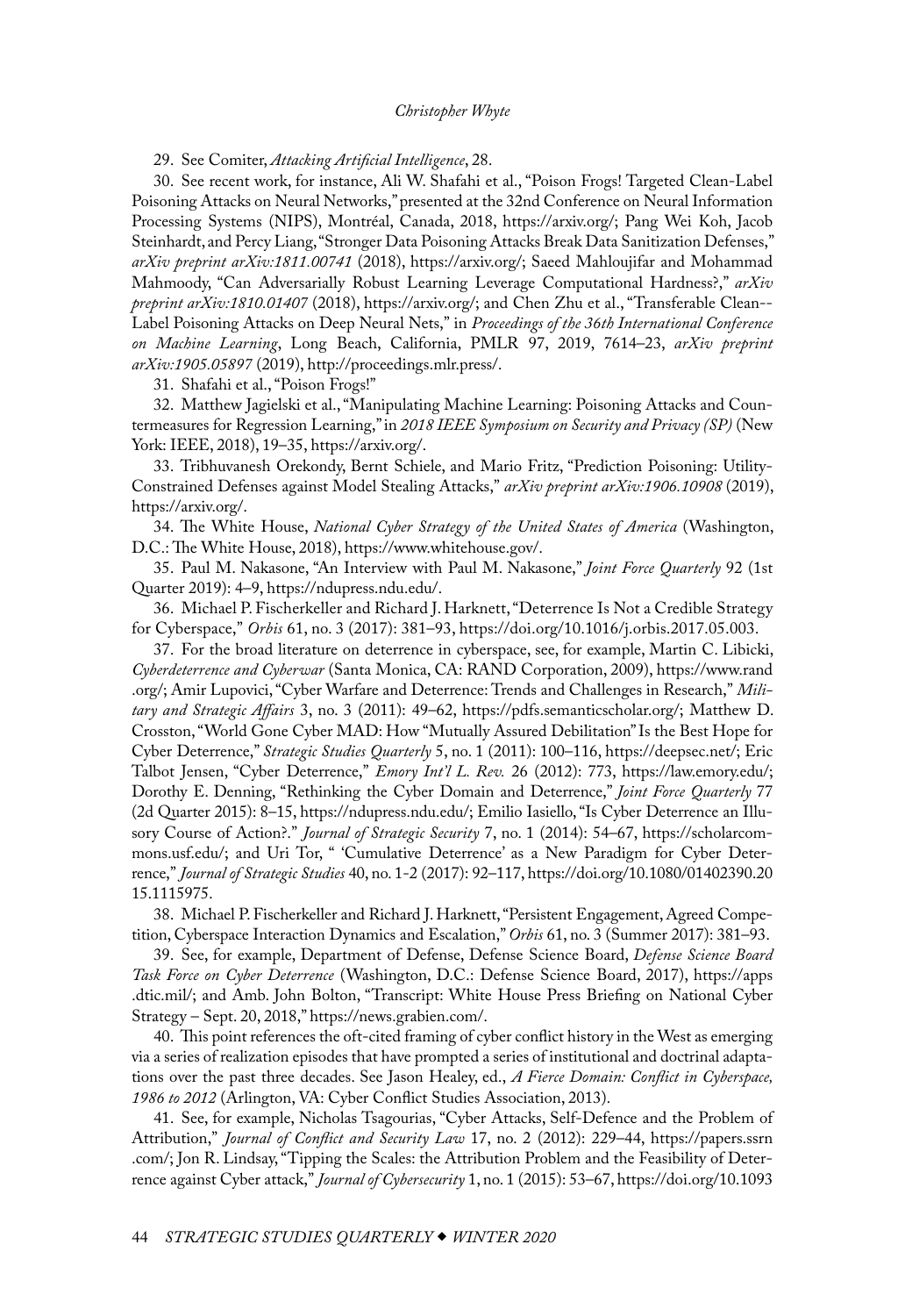29. See Comiter, *Attacking Artificial Intelligence*, 28.

30. See recent work, for instance, Ali W. Shafahi et al., "Poison Frogs! Targeted Clean-Label Poisoning Attacks on Neural Networks," presented at the 32nd Conference on Neural Information Processing Systems (NIPS), Montréal, Canada, 2018, https://arxiv.org/; Pang Wei Koh, Jacob Steinhardt, and Percy Liang, "Stronger Data Poisoning Attacks Break Data Sanitization Defenses," *arXiv preprint arXiv:1811.00741* (2018), https://arxiv.org/; Saeed Mahloujifar and Mohammad Mahmoody, "Can Adversarially Robust Learning Leverage Computational Hardness?," *arXiv preprint arXiv:1810.01407* (2018), https://arxiv.org/; and Chen Zhu et al., "Transferable Clean--Label Poisoning Attacks on Deep Neural Nets," in *Proceedings of the 36th International Conference on Machine Learning*, Long Beach, California, PMLR 97, 2019, 7614–23, *arXiv preprint arXiv:1905.05897* (2019), http://proceedings.mlr.press/.

31. Shafahi et al., "Poison Frogs!"

32. Matthew Jagielski et al., "Manipulating Machine Learning: Poisoning Attacks and Countermeasures for Regression Learning," in *2018 IEEE Symposium on Security and Privacy (SP)* (New York: IEEE, 2018), 19–35, https://arxiv.org/.

33. Tribhuvanesh Orekondy, Bernt Schiele, and Mario Fritz, "Prediction Poisoning: Utility-Constrained Defenses against Model Stealing Attacks," *arXiv preprint arXiv:1906.10908* (2019), https://arxiv.org/.

34. The White House, *National Cyber Strategy of the United States of America* (Washington, D.C.: The White House, 2018), https://www.whitehouse.gov/.

35. Paul M. Nakasone, "An Interview with Paul M. Nakasone," *Joint Force Quarterly* 92 (1st Quarter 2019): 4–9, https://ndupress.ndu.edu/.

36. Michael P. Fischerkeller and Richard J. Harknett, "Deterrence Is Not a Credible Strategy for Cyberspace," *Orbis* 61, no. 3 (2017): 381–93, https://doi.org/10.1016/j.orbis.2017.05.003.

37. For the broad literature on deterrence in cyberspace, see, for example, Martin C. Libicki, *Cyberdeterrence and Cyberwar* (Santa Monica, CA: RAND Corporation, 2009), https://www.rand.org/; Amir Lupovici, "Cyber Warfare and Deterrence: Trends and Challenges in Research," *Military and Strategic Affairs* 3, no. 3 (2011): 49–62, https://pdfs.semanticscholar.org/; Matthew D. Crosston, "World Gone Cyber MAD: How "Mutually Assured Debilitation" Is the Best Hope for Cyber Deterrence," *Strategic Studies Quarterly* 5, no. 1 (2011): 100–116, https://deepsec.net/; Eric Talbot Jensen, "Cyber Deterrence," *Emory Int'l L. Rev.* 26 (2012): 773, https://law.emory.edu/; Dorothy E. Denning, "Rethinking the Cyber Domain and Deterrence," *Joint Force Quarterly* 77 (2d Quarter 2015): 8–15, https://ndupress.ndu.edu/; Emilio Iasiello, "Is Cyber Deterrence an Illusory Course of Action?." *Journal of Strategic Security* 7, no. 1 (2014): 54–67, https://scholarcommons.usf.edu/; and Uri Tor, " 'Cumulative Deterrence' as a New Paradigm for Cyber Deterrence," *Journal of Strategic Studies* 40, no. 1-2 (2017): 92–117, https://doi.org/10.1080/01402390.2015.1115975.

38. Michael P. Fischerkeller and Richard J. Harknett, "Persistent Engagement, Agreed Competition, Cyberspace Interaction Dynamics and Escalation," *Orbis* 61, no. 3 (Summer 2017): 381–93.

39. See, for example, Department of Defense, Defense Science Board, *Defense Science Board Task Force on Cyber Deterrence* (Washington, D.C.: Defense Science Board, 2017), https://apps.dtic.mil/; and Amb. John Bolton, "Transcript: White House Press Briefing on National Cyber Strategy – Sept. 20, 2018," https://news.grabien.com/.

40. This point references the oft-cited framing of cyber conflict history in the West as emerging via a series of realization episodes that have prompted a series of institutional and doctrinal adaptations over the past three decades. See Jason Healey, ed., *A Fierce Domain: Conflict in Cyberspace, 1986 to 2012* (Arlington, VA: Cyber Conflict Studies Association, 2013).

41. See, for example, Nicholas Tsagourias, "Cyber Attacks, Self-Defence and the Problem of Attribution," *Journal of Conflict and Security Law* 17, no. 2 (2012): 229–44, https://papers.ssrn.com/; Jon R. Lindsay, "Tipping the Scales: the Attribution Problem and the Feasibility of Deterrence against Cyber attack," *Journal of Cybersecurity* 1, no. 1 (2015): 53–67, https://doi.org/10.1093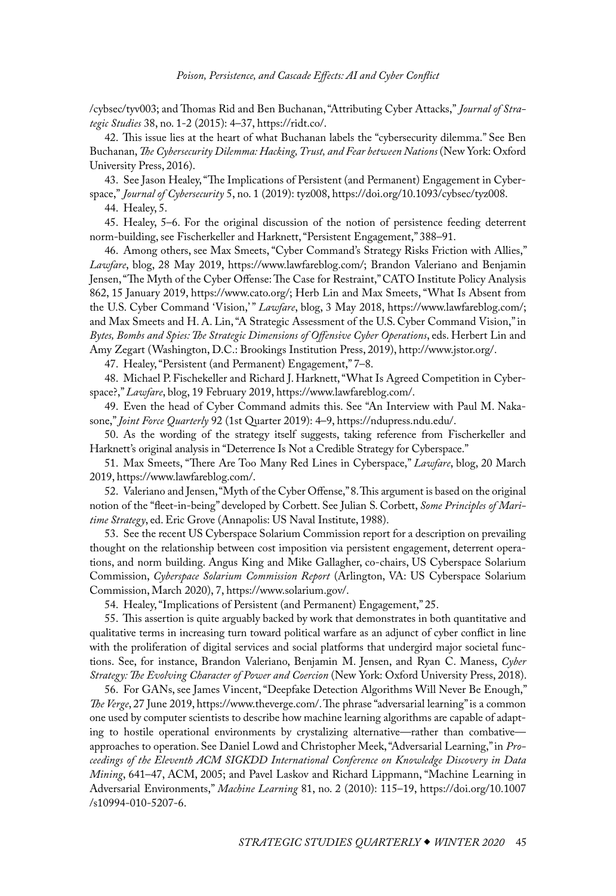/cybsec/tyv003; and Thomas Rid and Ben Buchanan, "Attributing Cyber Attacks," *Journal of Strategic Studies* 38, no. 1-2 (2015): 4–37, https://ridt.co/.

42. This issue lies at the heart of what Buchanan labels the "cybersecurity dilemma." See Ben Buchanan, *The Cybersecurity Dilemma: Hacking, Trust, and Fear between Nations* (New York: Oxford University Press, 2016).

43. See Jason Healey, "The Implications of Persistent (and Permanent) Engagement in Cyberspace," *Journal of Cybersecurity* 5, no. 1 (2019): tyz008, https://doi.org/10.1093/cybsec/tyz008.

44. Healey, 5.

45. Healey, 5–6. For the original discussion of the notion of persistence feeding deterrent norm-building, see Fischerkeller and Harknett, "Persistent Engagement," 388–91.

46. Among others, see Max Smeets, "Cyber Command's Strategy Risks Friction with Allies," *Lawfare*, blog, 28 May 2019, https://www.lawfareblog.com/; Brandon Valeriano and Benjamin Jensen, "The Myth of the Cyber Offense: The Case for Restraint," CATO Institute Policy Analysis 862, 15 January 2019, https://www.cato.org/; Herb Lin and Max Smeets, "What Is Absent from the U.S. Cyber Command 'Vision,'" *Lawfare*, blog, 3 May 2018, https://www.lawfareblog.com/; and Max Smeets and H. A. Lin, "A Strategic Assessment of the U.S. Cyber Command Vision," in *Bytes, Bombs and Spies: The Strategic Dimensions of Offensive Cyber Operations*, eds. Herbert Lin and Amy Zegart (Washington, D.C.: Brookings Institution Press, 2019), http://www.jstor.org/.

47. Healey, "Persistent (and Permanent) Engagement," 7–8.

48. Michael P. Fischekeller and Richard J. Harknett, "What Is Agreed Competition in Cyberspace?," *Lawfare*, blog, 19 February 2019, https://www.lawfareblog.com/.

49. Even the head of Cyber Command admits this. See "An Interview with Paul M. Nakasone," *Joint Force Quarterly* 92 (1st Quarter 2019): 4–9, https://ndupress.ndu.edu/.

50. As the wording of the strategy itself suggests, taking reference from Fischerkeller and Harknett's original analysis in "Deterrence Is Not a Credible Strategy for Cyberspace."

51. Max Smeets, "There Are Too Many Red Lines in Cyberspace," *Lawfare*, blog, 20 March 2019, https://www.lawfareblog.com/.

52. Valeriano and Jensen, "Myth of the Cyber Offense," 8. This argument is based on the original notion of the "fleet-in-being" developed by Corbett. See Julian S. Corbett, *Some Principles of Maritime Strategy*, ed. Eric Grove (Annapolis: US Naval Institute, 1988).

53. See the recent US Cyberspace Solarium Commission report for a description on prevailing thought on the relationship between cost imposition via persistent engagement, deterrent operations, and norm building. Angus King and Mike Gallagher, co-chairs, US Cyberspace Solarium Commission, *Cyberspace Solarium Commission Report* (Arlington, VA: US Cyberspace Solarium Commission, March 2020), 7, https://www.solarium.gov/.

54. Healey, "Implications of Persistent (and Permanent) Engagement," 25.

55. This assertion is quite arguably backed by work that demonstrates in both quantitative and qualitative terms in increasing turn toward political warfare as an adjunct of cyber conflict in line with the proliferation of digital services and social platforms that undergird major societal functions. See, for instance, Brandon Valeriano, Benjamin M. Jensen, and Ryan C. Maness, *Cyber Strategy: The Evolving Character of Power and Coercion* (New York: Oxford University Press, 2018).

56. For GANs, see James Vincent, "Deepfake Detection Algorithms Will Never Be Enough," *The Verge*, 27 June 2019, https://www.theverge.com/. The phrase "adversarial learning" is a common one used by computer scientists to describe how machine learning algorithms are capable of adapting to hostile operational environments by crystalizing alternative—rather than combative—approaches to operation. See Daniel Lowd and Christopher Meek, "Adversarial Learning," in *Proceedings of the Eleventh ACM SIGKDD International Conference on Knowledge Discovery in Data Mining*, 641–47, ACM, 2005; and Pavel Laskov and Richard Lippmann, "Machine Learning in Adversarial Environments," *Machine Learning* 81, no. 2 (2010): 115–19, https://doi.org/10.1007/s10994-010-5207-6.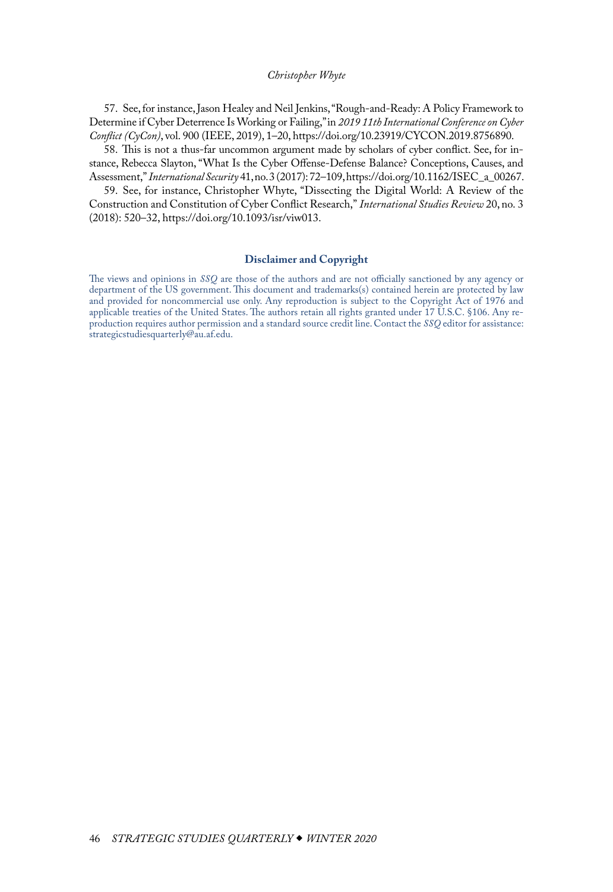57. See, for instance, Jason Healey and Neil Jenkins, "Rough-and-Ready: A Policy Framework to Determine if Cyber Deterrence Is Working or Failing," in *2019 11th International Conference on Cyber Conflict (CyCon)*, vol. 900 (IEEE, 2019), 1–20, https://doi.org/10.23919/CYCON.2019.8756890.

58. This is not a thus-far uncommon argument made by scholars of cyber conflict. See, for instance, Rebecca Slayton, "What Is the Cyber Offense-Defense Balance? Conceptions, Causes, and Assessment," *International Security* 41, no. 3 (2017): 72–109, https://doi.org/10.1162/ISEC_a_00267.

59. See, for instance, Christopher Whyte, "Dissecting the Digital World: A Review of the Construction and Constitution of Cyber Conflict Research," *International Studies Review* 20, no. 3 (2018): 520–32, https://doi.org/10.1093/isr/viw013.

## Disclaimer and Copyright

The views and opinions in *SSQ* are those of the authors and are not officially sanctioned by any agency or department of the US government. This document and trademarks(s) contained herein are protected by law and provided for noncommercial use only. Any reproduction is subject to the Copyright Act of 1976 and applicable treaties of the United States. The authors retain all rights granted under 17 U.S.C. §106. Any reproduction requires author permission and a standard source credit line. Contact the *SSQ* editor for assistance: strategicstudiesquarterly@au.af.edu.